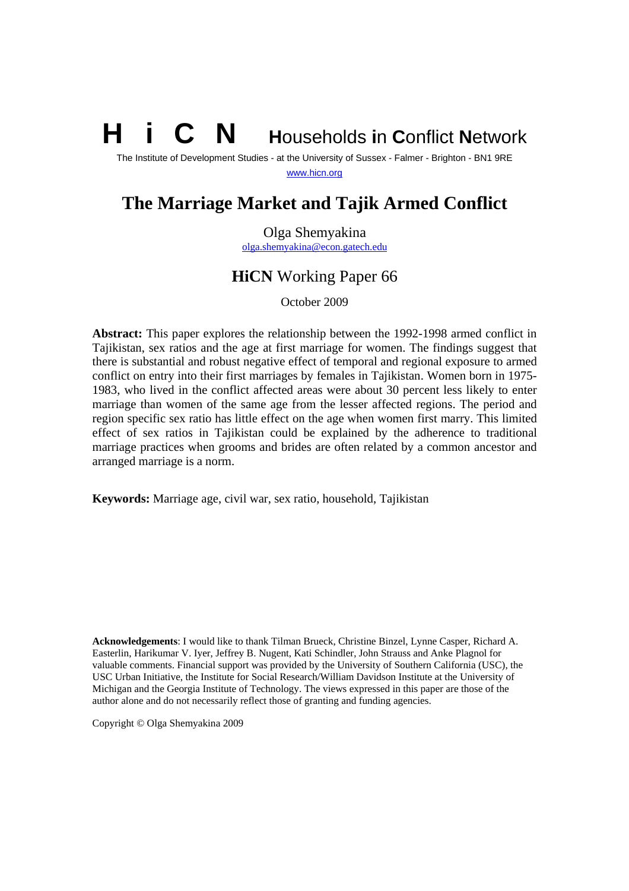**H i C N** **H**ouseholds **i**n **C**onflict **N**etwork

The Institute of Development Studies - at the University of Sussex - Falmer - Brighton - BN1 9RE

www.hicn.org

# The Marriage Market and Tajik Armed Conflict

Olga Shemyakina

olga.shemyakina@econ.gatech.edu

## **HiCN** Working Paper 66

October 2009

**Abstract:** This paper explores the relationship between the 1992-1998 armed conflict in Tajikistan, sex ratios and the age at first marriage for women. The findings suggest that there is substantial and robust negative effect of temporal and regional exposure to armed conflict on entry into their first marriages by females in Tajikistan. Women born in 1975-1983, who lived in the conflict affected areas were about 30 percent less likely to enter marriage than women of the same age from the lesser affected regions. The period and region specific sex ratio has little effect on the age when women first marry. This limited effect of sex ratios in Tajikistan could be explained by the adherence to traditional marriage practices when grooms and brides are often related by a common ancestor and arranged marriage is a norm.

**Keywords:** Marriage age, civil war, sex ratio, household, Tajikistan

**Acknowledgements**: I would like to thank Tilman Brueck, Christine Binzel, Lynne Casper, Richard A. Easterlin, Harikumar V. Iyer, Jeffrey B. Nugent, Kati Schindler, John Strauss and Anke Plagnol for valuable comments. Financial support was provided by the University of Southern California (USC), the USC Urban Initiative, the Institute for Social Research/William Davidson Institute at the University of Michigan and the Georgia Institute of Technology. The views expressed in this paper are those of the author alone and do not necessarily reflect those of granting and funding agencies.

Copyright © Olga Shemyakina 2009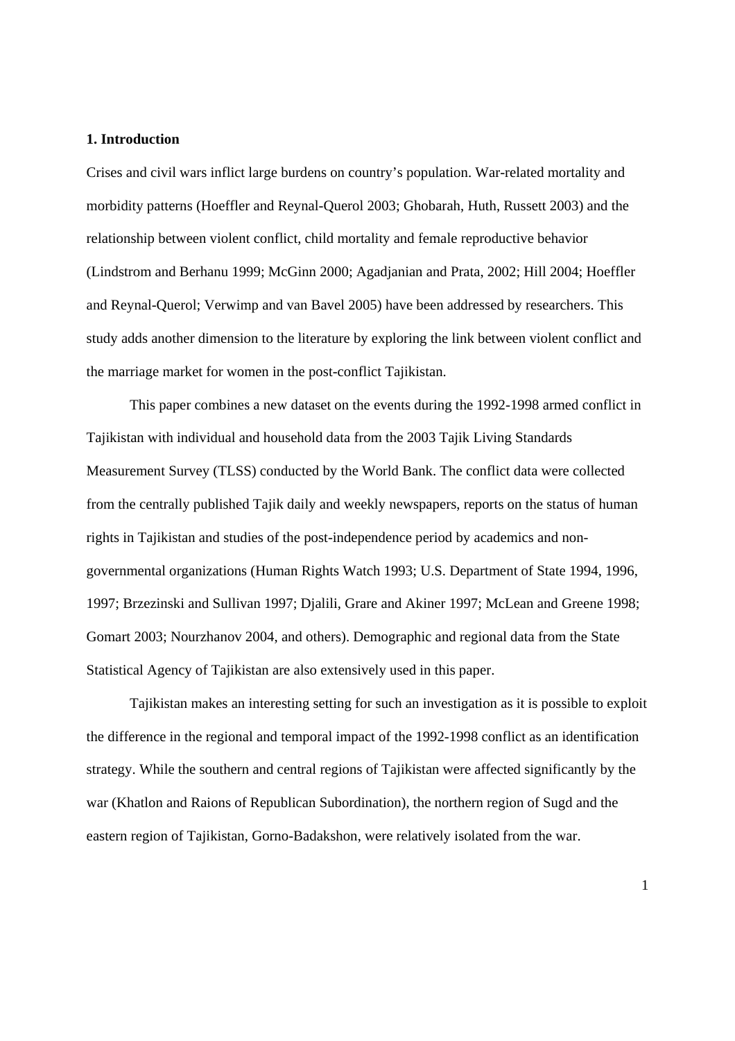**1. Introduction**

Crises and civil wars inflict large burdens on country's population. War-related mortality and morbidity patterns (Hoeffler and Reynal-Querol 2003; Ghobarah, Huth, Russett 2003) and the relationship between violent conflict, child mortality and female reproductive behavior (Lindstrom and Berhanu 1999; McGinn 2000; Agadjanian and Prata, 2002; Hill 2004; Hoeffler and Reynal-Querol; Verwimp and van Bavel 2005) have been addressed by researchers. This study adds another dimension to the literature by exploring the link between violent conflict and the marriage market for women in the post-conflict Tajikistan.

This paper combines a new dataset on the events during the 1992-1998 armed conflict in Tajikistan with individual and household data from the 2003 Tajik Living Standards Measurement Survey (TLSS) conducted by the World Bank. The conflict data were collected from the centrally published Tajik daily and weekly newspapers, reports on the status of human rights in Tajikistan and studies of the post-independence period by academics and non-governmental organizations (Human Rights Watch 1993; U.S. Department of State 1994, 1996, 1997; Brzezinski and Sullivan 1997; Djalili, Grare and Akiner 1997; McLean and Greene 1998; Gomart 2003; Nourzhanov 2004, and others). Demographic and regional data from the State Statistical Agency of Tajikistan are also extensively used in this paper.

Tajikistan makes an interesting setting for such an investigation as it is possible to exploit the difference in the regional and temporal impact of the 1992-1998 conflict as an identification strategy. While the southern and central regions of Tajikistan were affected significantly by the war (Khatlon and Raions of Republican Subordination), the northern region of Sugd and the eastern region of Tajikistan, Gorno-Badakshon, were relatively isolated from the war.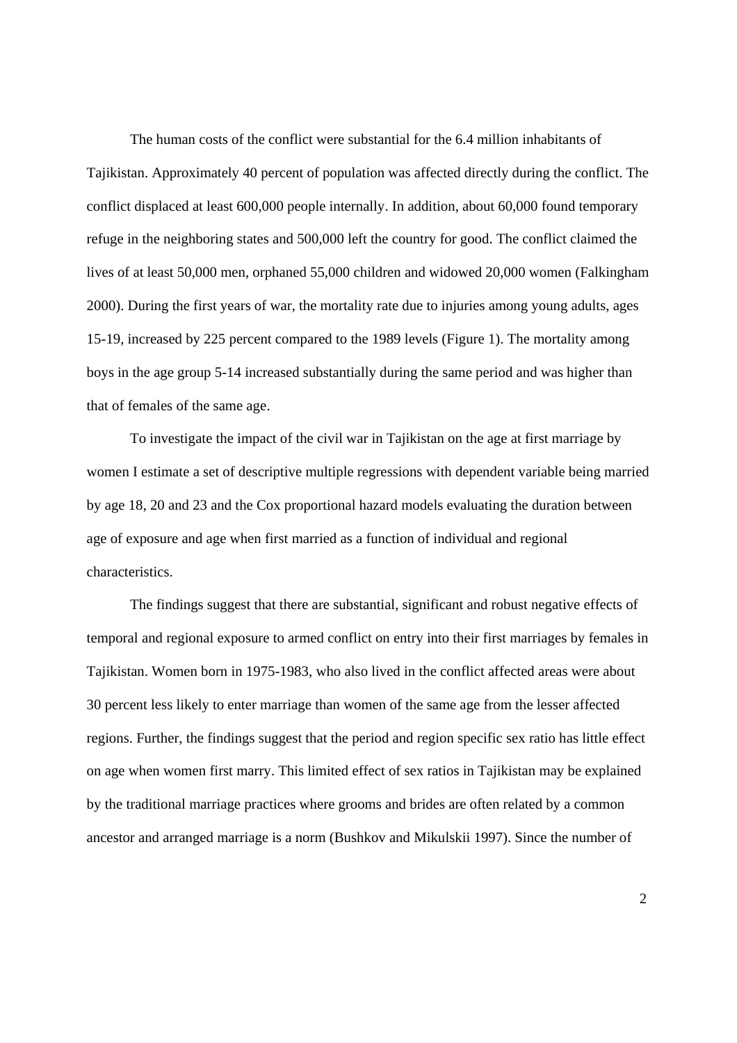The human costs of the conflict were substantial for the 6.4 million inhabitants of Tajikistan. Approximately 40 percent of population was affected directly during the conflict. The conflict displaced at least 600,000 people internally. In addition, about 60,000 found temporary refuge in the neighboring states and 500,000 left the country for good. The conflict claimed the lives of at least 50,000 men, orphaned 55,000 children and widowed 20,000 women (Falkingham 2000). During the first years of war, the mortality rate due to injuries among young adults, ages 15-19, increased by 225 percent compared to the 1989 levels (Figure 1). The mortality among boys in the age group 5-14 increased substantially during the same period and was higher than that of females of the same age.

To investigate the impact of the civil war in Tajikistan on the age at first marriage by women I estimate a set of descriptive multiple regressions with dependent variable being married by age 18, 20 and 23 and the Cox proportional hazard models evaluating the duration between age of exposure and age when first married as a function of individual and regional characteristics.

The findings suggest that there are substantial, significant and robust negative effects of temporal and regional exposure to armed conflict on entry into their first marriages by females in Tajikistan. Women born in 1975-1983, who also lived in the conflict affected areas were about 30 percent less likely to enter marriage than women of the same age from the lesser affected regions. Further, the findings suggest that the period and region specific sex ratio has little effect on age when women first marry. This limited effect of sex ratios in Tajikistan may be explained by the traditional marriage practices where grooms and brides are often related by a common ancestor and arranged marriage is a norm (Bushkov and Mikulskii 1997). Since the number of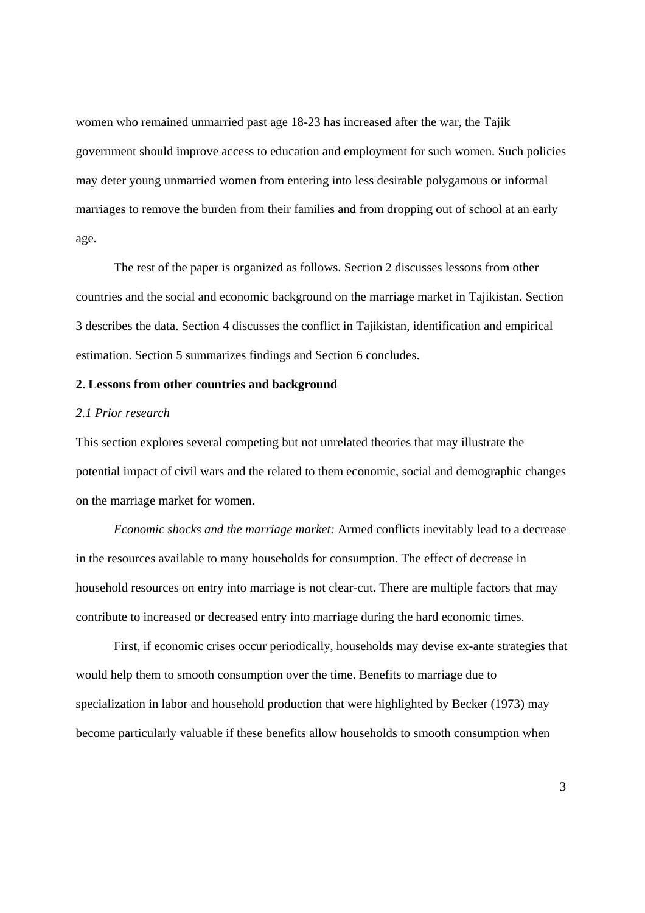women who remained unmarried past age 18-23 has increased after the war, the Tajik government should improve access to education and employment for such women. Such policies may deter young unmarried women from entering into less desirable polygamous or informal marriages to remove the burden from their families and from dropping out of school at an early age.

The rest of the paper is organized as follows. Section 2 discusses lessons from other countries and the social and economic background on the marriage market in Tajikistan. Section 3 describes the data. Section 4 discusses the conflict in Tajikistan, identification and empirical estimation. Section 5 summarizes findings and Section 6 concludes.

## 2. Lessons from other countries and background

### *2.1 Prior research*

This section explores several competing but not unrelated theories that may illustrate the potential impact of civil wars and the related to them economic, social and demographic changes on the marriage market for women.

*Economic shocks and the marriage market:* Armed conflicts inevitably lead to a decrease in the resources available to many households for consumption. The effect of decrease in household resources on entry into marriage is not clear-cut. There are multiple factors that may contribute to increased or decreased entry into marriage during the hard economic times.

First, if economic crises occur periodically, households may devise ex-ante strategies that would help them to smooth consumption over the time. Benefits to marriage due to specialization in labor and household production that were highlighted by Becker (1973) may become particularly valuable if these benefits allow households to smooth consumption when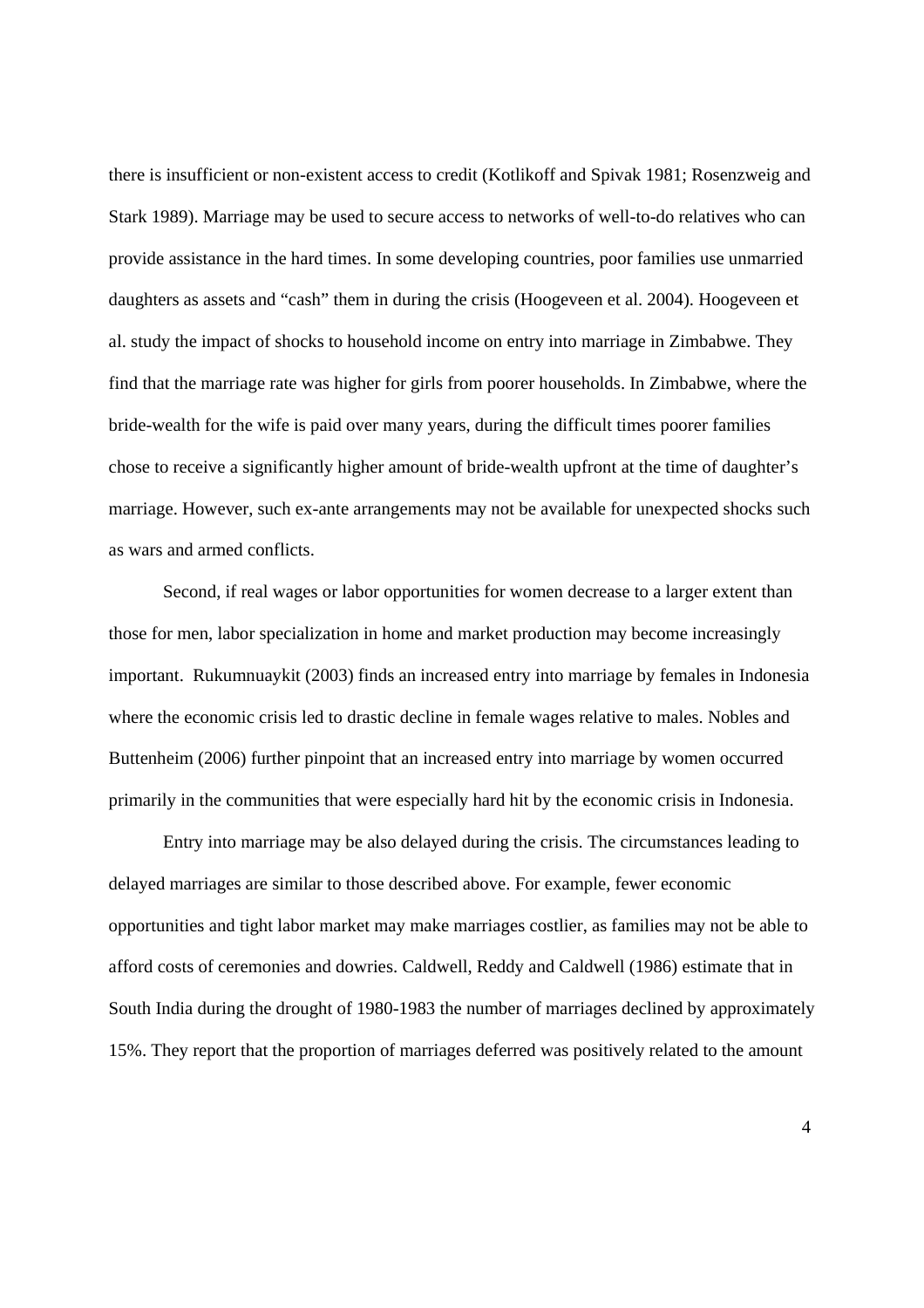there is insufficient or non-existent access to credit (Kotlikoff and Spivak 1981; Rosenzweig and Stark 1989). Marriage may be used to secure access to networks of well-to-do relatives who can provide assistance in the hard times. In some developing countries, poor families use unmarried daughters as assets and "cash" them in during the crisis (Hoogeveen et al. 2004). Hoogeveen et al. study the impact of shocks to household income on entry into marriage in Zimbabwe. They find that the marriage rate was higher for girls from poorer households. In Zimbabwe, where the bride-wealth for the wife is paid over many years, during the difficult times poorer families chose to receive a significantly higher amount of bride-wealth upfront at the time of daughter's marriage. However, such ex-ante arrangements may not be available for unexpected shocks such as wars and armed conflicts.

Second, if real wages or labor opportunities for women decrease to a larger extent than those for men, labor specialization in home and market production may become increasingly important. Rukumnuaykit (2003) finds an increased entry into marriage by females in Indonesia where the economic crisis led to drastic decline in female wages relative to males. Nobles and Buttenheim (2006) further pinpoint that an increased entry into marriage by women occurred primarily in the communities that were especially hard hit by the economic crisis in Indonesia.

Entry into marriage may be also delayed during the crisis. The circumstances leading to delayed marriages are similar to those described above. For example, fewer economic opportunities and tight labor market may make marriages costlier, as families may not be able to afford costs of ceremonies and dowries. Caldwell, Reddy and Caldwell (1986) estimate that in South India during the drought of 1980-1983 the number of marriages declined by approximately 15%. They report that the proportion of marriages deferred was positively related to the amount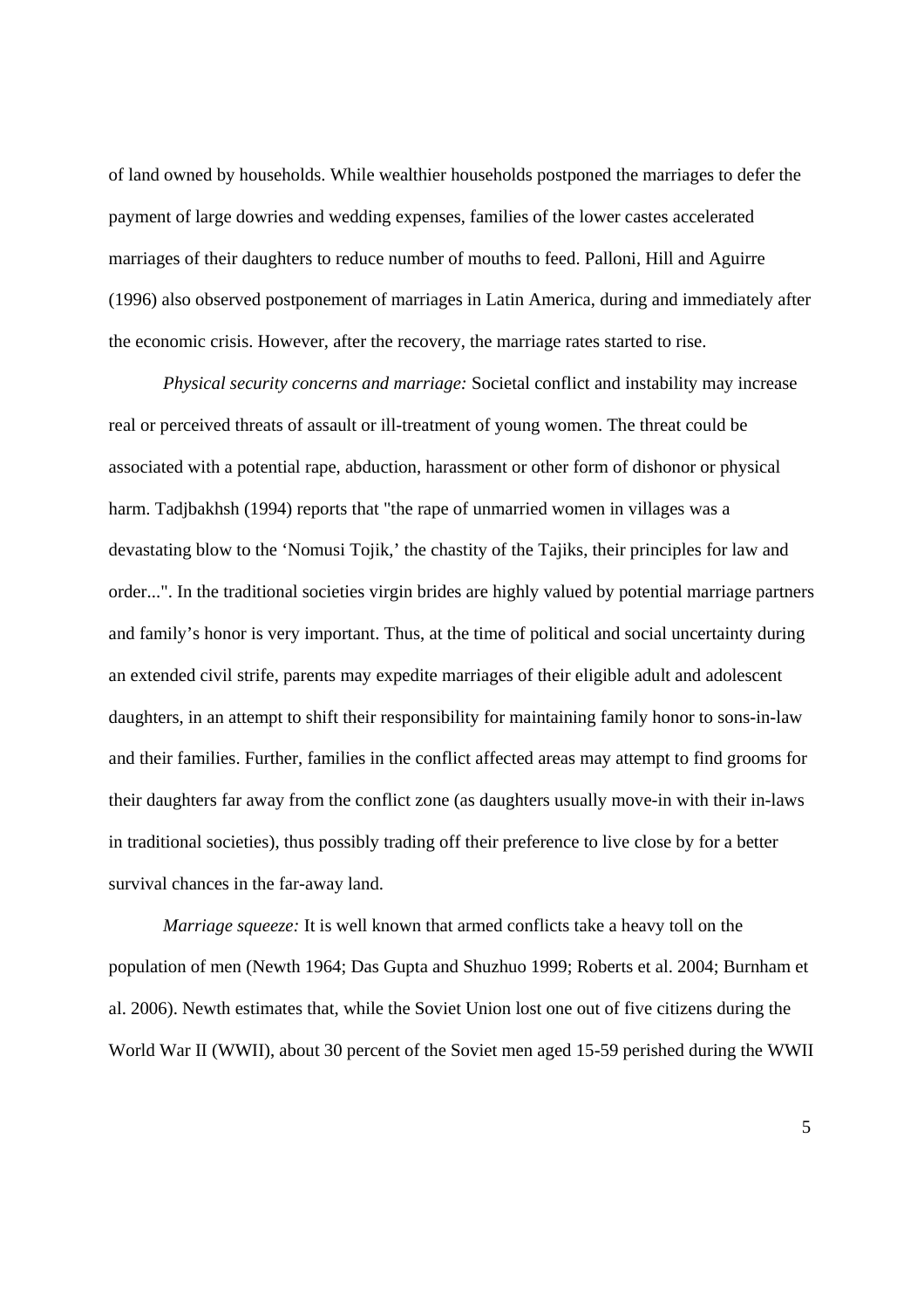of land owned by households. While wealthier households postponed the marriages to defer the payment of large dowries and wedding expenses, families of the lower castes accelerated marriages of their daughters to reduce number of mouths to feed. Palloni, Hill and Aguirre (1996) also observed postponement of marriages in Latin America, during and immediately after the economic crisis. However, after the recovery, the marriage rates started to rise.

*Physical security concerns and marriage:* Societal conflict and instability may increase real or perceived threats of assault or ill-treatment of young women. The threat could be associated with a potential rape, abduction, harassment or other form of dishonor or physical harm. Tadjbakhsh (1994) reports that "the rape of unmarried women in villages was a devastating blow to the 'Nomusi Tojik,' the chastity of the Tajiks, their principles for law and order...". In the traditional societies virgin brides are highly valued by potential marriage partners and family's honor is very important. Thus, at the time of political and social uncertainty during an extended civil strife, parents may expedite marriages of their eligible adult and adolescent daughters, in an attempt to shift their responsibility for maintaining family honor to sons-in-law and their families. Further, families in the conflict affected areas may attempt to find grooms for their daughters far away from the conflict zone (as daughters usually move-in with their in-laws in traditional societies), thus possibly trading off their preference to live close by for a better survival chances in the far-away land.

*Marriage squeeze:* It is well known that armed conflicts take a heavy toll on the population of men (Newth 1964; Das Gupta and Shuzhuo 1999; Roberts et al. 2004; Burnham et al. 2006). Newth estimates that, while the Soviet Union lost one out of five citizens during the World War II (WWII), about 30 percent of the Soviet men aged 15-59 perished during the WWII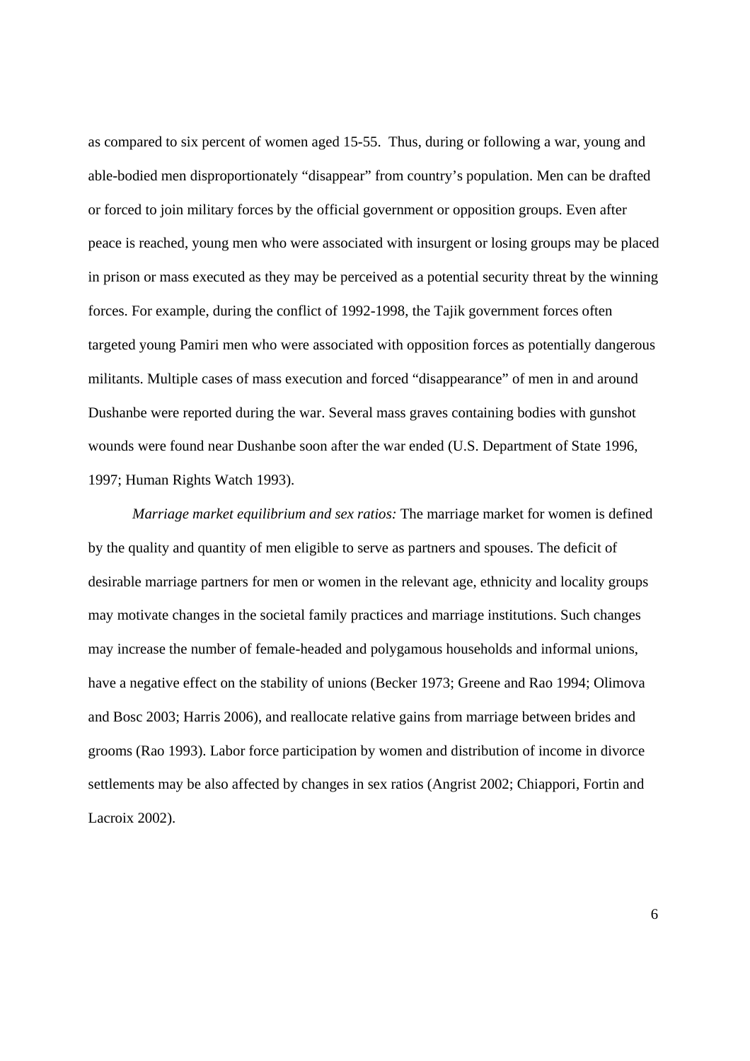as compared to six percent of women aged 15-55. Thus, during or following a war, young and able-bodied men disproportionately "disappear" from country's population. Men can be drafted or forced to join military forces by the official government or opposition groups. Even after peace is reached, young men who were associated with insurgent or losing groups may be placed in prison or mass executed as they may be perceived as a potential security threat by the winning forces. For example, during the conflict of 1992-1998, the Tajik government forces often targeted young Pamiri men who were associated with opposition forces as potentially dangerous militants. Multiple cases of mass execution and forced "disappearance" of men in and around Dushanbe were reported during the war. Several mass graves containing bodies with gunshot wounds were found near Dushanbe soon after the war ended (U.S. Department of State 1996, 1997; Human Rights Watch 1993).

*Marriage market equilibrium and sex ratios:* The marriage market for women is defined by the quality and quantity of men eligible to serve as partners and spouses. The deficit of desirable marriage partners for men or women in the relevant age, ethnicity and locality groups may motivate changes in the societal family practices and marriage institutions. Such changes may increase the number of female-headed and polygamous households and informal unions, have a negative effect on the stability of unions (Becker 1973; Greene and Rao 1994; Olimova and Bosc 2003; Harris 2006), and reallocate relative gains from marriage between brides and grooms (Rao 1993). Labor force participation by women and distribution of income in divorce settlements may be also affected by changes in sex ratios (Angrist 2002; Chiappori, Fortin and Lacroix 2002).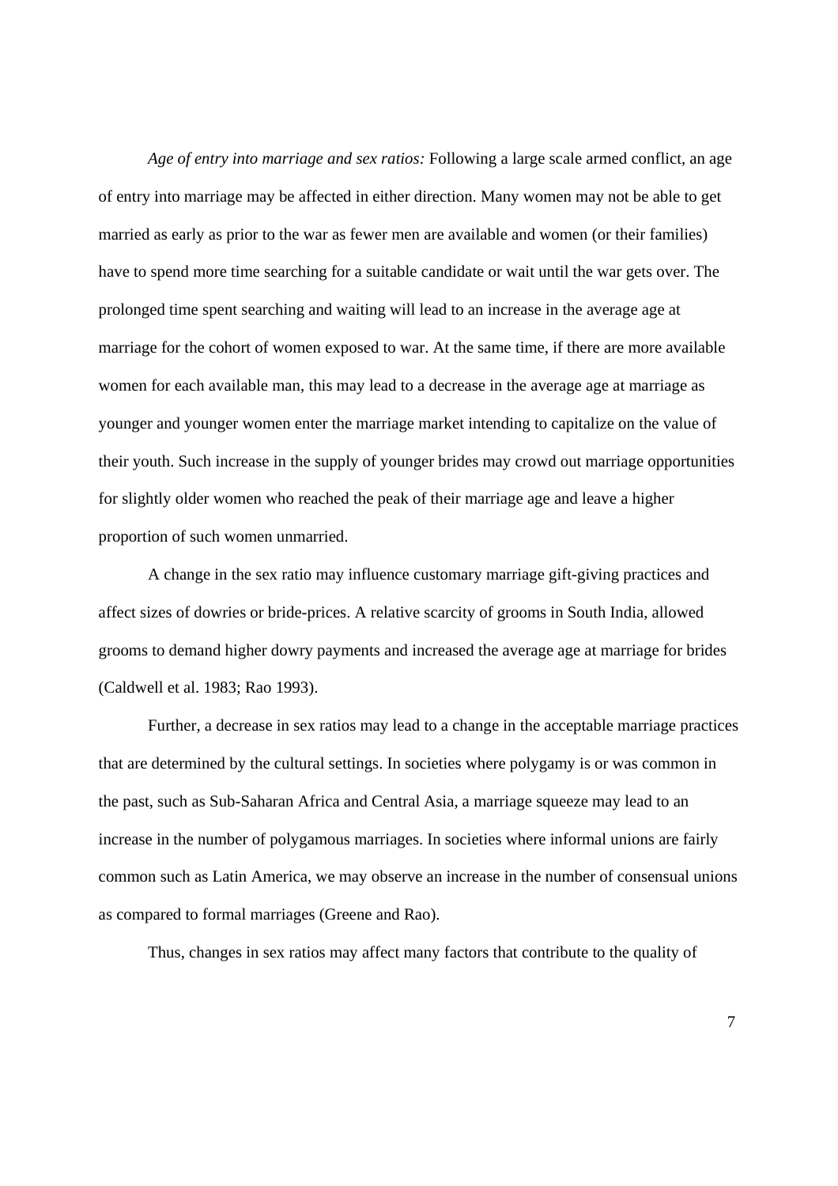*Age of entry into marriage and sex ratios:* Following a large scale armed conflict, an age of entry into marriage may be affected in either direction. Many women may not be able to get married as early as prior to the war as fewer men are available and women (or their families) have to spend more time searching for a suitable candidate or wait until the war gets over. The prolonged time spent searching and waiting will lead to an increase in the average age at marriage for the cohort of women exposed to war. At the same time, if there are more available women for each available man, this may lead to a decrease in the average age at marriage as younger and younger women enter the marriage market intending to capitalize on the value of their youth. Such increase in the supply of younger brides may crowd out marriage opportunities for slightly older women who reached the peak of their marriage age and leave a higher proportion of such women unmarried.

A change in the sex ratio may influence customary marriage gift-giving practices and affect sizes of dowries or bride-prices. A relative scarcity of grooms in South India, allowed grooms to demand higher dowry payments and increased the average age at marriage for brides (Caldwell et al. 1983; Rao 1993).

Further, a decrease in sex ratios may lead to a change in the acceptable marriage practices that are determined by the cultural settings. In societies where polygamy is or was common in the past, such as Sub-Saharan Africa and Central Asia, a marriage squeeze may lead to an increase in the number of polygamous marriages. In societies where informal unions are fairly common such as Latin America, we may observe an increase in the number of consensual unions as compared to formal marriages (Greene and Rao).

Thus, changes in sex ratios may affect many factors that contribute to the quality of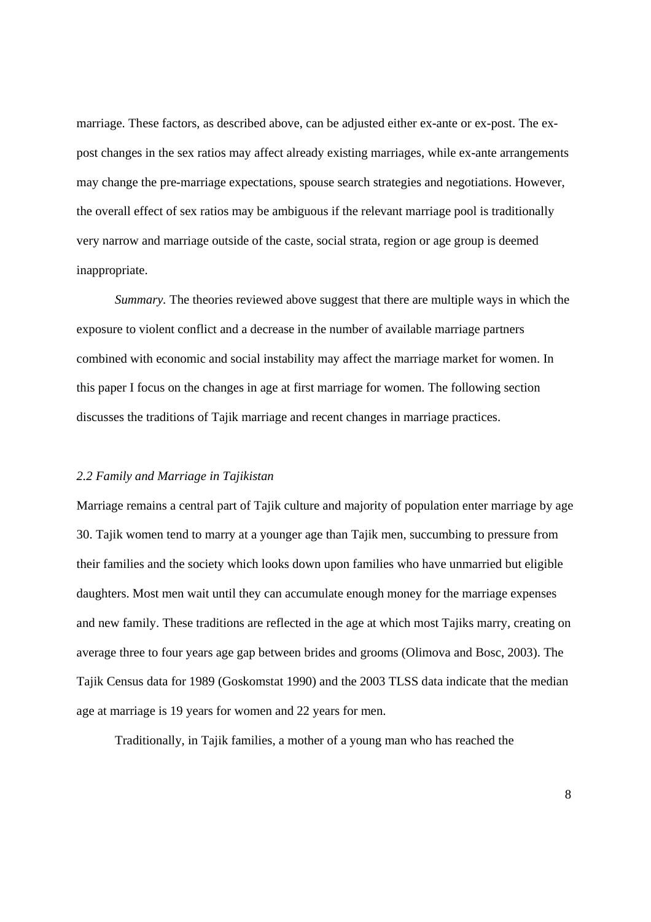marriage. These factors, as described above, can be adjusted either ex-ante or ex-post. The ex-post changes in the sex ratios may affect already existing marriages, while ex-ante arrangements may change the pre-marriage expectations, spouse search strategies and negotiations. However, the overall effect of sex ratios may be ambiguous if the relevant marriage pool is traditionally very narrow and marriage outside of the caste, social strata, region or age group is deemed inappropriate.

*Summary.* The theories reviewed above suggest that there are multiple ways in which the exposure to violent conflict and a decrease in the number of available marriage partners combined with economic and social instability may affect the marriage market for women. In this paper I focus on the changes in age at first marriage for women. The following section discusses the traditions of Tajik marriage and recent changes in marriage practices.

### *2.2 Family and Marriage in Tajikistan*

Marriage remains a central part of Tajik culture and majority of population enter marriage by age 30. Tajik women tend to marry at a younger age than Tajik men, succumbing to pressure from their families and the society which looks down upon families who have unmarried but eligible daughters. Most men wait until they can accumulate enough money for the marriage expenses and new family. These traditions are reflected in the age at which most Tajiks marry, creating on average three to four years age gap between brides and grooms (Olimova and Bosc, 2003). The Tajik Census data for 1989 (Goskomstat 1990) and the 2003 TLSS data indicate that the median age at marriage is 19 years for women and 22 years for men.

Traditionally, in Tajik families, a mother of a young man who has reached the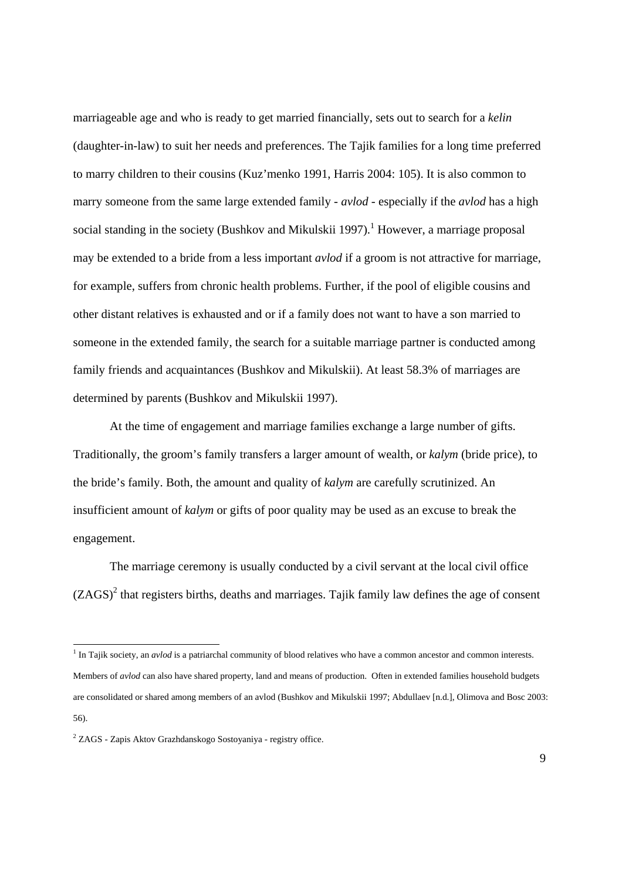marriageable age and who is ready to get married financially, sets out to search for a *kelin* (daughter-in-law) to suit her needs and preferences. The Tajik families for a long time preferred to marry children to their cousins (Kuz'menko 1991, Harris 2004: 105). It is also common to marry someone from the same large extended family - *avlod* - especially if the *avlod* has a high social standing in the society (Bushkov and Mikulskii 1997).[1] However, a marriage proposal may be extended to a bride from a less important *avlod* if a groom is not attractive for marriage, for example, suffers from chronic health problems. Further, if the pool of eligible cousins and other distant relatives is exhausted and or if a family does not want to have a son married to someone in the extended family, the search for a suitable marriage partner is conducted among family friends and acquaintances (Bushkov and Mikulskii). At least 58.3% of marriages are determined by parents (Bushkov and Mikulskii 1997).

At the time of engagement and marriage families exchange a large number of gifts. Traditionally, the groom's family transfers a larger amount of wealth, or *kalym* (bride price), to the bride's family. Both, the amount and quality of *kalym* are carefully scrutinized. An insufficient amount of *kalym* or gifts of poor quality may be used as an excuse to break the engagement.

The marriage ceremony is usually conducted by a civil servant at the local civil office (ZAGS)[2] that registers births, deaths and marriages. Tajik family law defines the age of consent

---

[1] In Tajik society, an *avlod* is a patriarchal community of blood relatives who have a common ancestor and common interests. Members of *avlod* can also have shared property, land and means of production. Often in extended families household budgets are consolidated or shared among members of an avlod (Bushkov and Mikulskii 1997; Abdullaev [n.d.], Olimova and Bosc 2003: 56).

[2] ZAGS - Zapis Aktov Grazhdanskogo Sostoyaniya - registry office.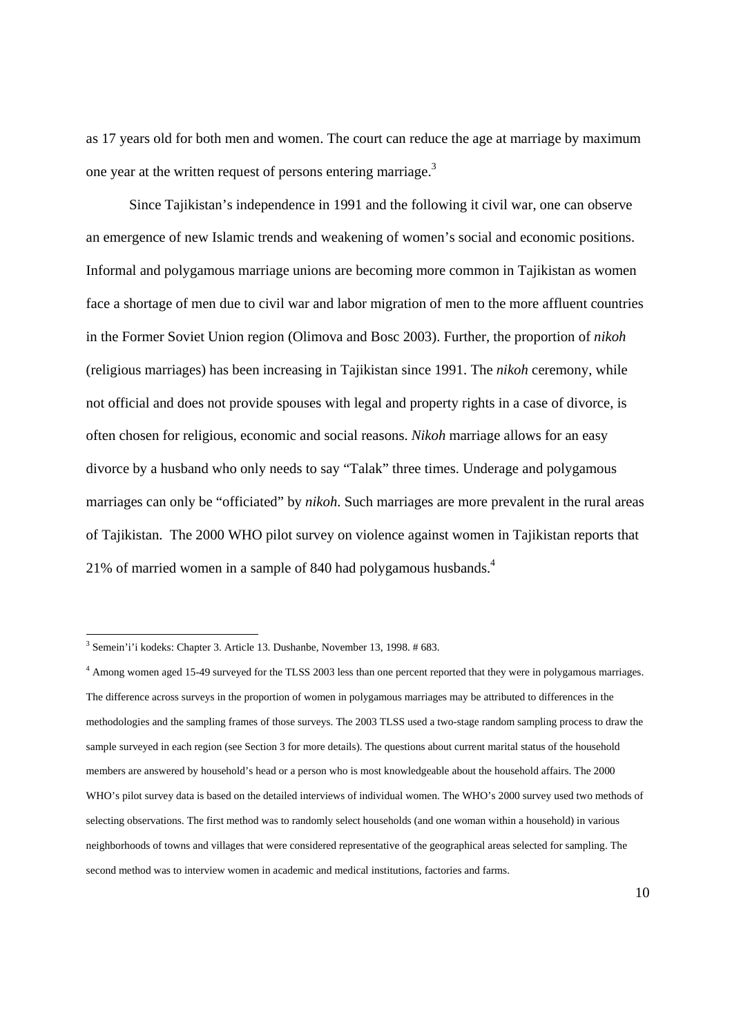as 17 years old for both men and women. The court can reduce the age at marriage by maximum one year at the written request of persons entering marriage.[3]

Since Tajikistan's independence in 1991 and the following it civil war, one can observe an emergence of new Islamic trends and weakening of women's social and economic positions. Informal and polygamous marriage unions are becoming more common in Tajikistan as women face a shortage of men due to civil war and labor migration of men to the more affluent countries in the Former Soviet Union region (Olimova and Bosc 2003). Further, the proportion of *nikoh* (religious marriages) has been increasing in Tajikistan since 1991. The *nikoh* ceremony, while not official and does not provide spouses with legal and property rights in a case of divorce, is often chosen for religious, economic and social reasons. *Nikoh* marriage allows for an easy divorce by a husband who only needs to say "Talak" three times. Underage and polygamous marriages can only be "officiated" by *nikoh*. Such marriages are more prevalent in the rural areas of Tajikistan. The 2000 WHO pilot survey on violence against women in Tajikistan reports that 21% of married women in a sample of 840 had polygamous husbands.[4]

---

[3] Semein'i'i kodeks: Chapter 3. Article 13. Dushanbe, November 13, 1998. # 683.

[4] Among women aged 15-49 surveyed for the TLSS 2003 less than one percent reported that they were in polygamous marriages. The difference across surveys in the proportion of women in polygamous marriages may be attributed to differences in the methodologies and the sampling frames of those surveys. The 2003 TLSS used a two-stage random sampling process to draw the sample surveyed in each region (see Section 3 for more details). The questions about current marital status of the household members are answered by household's head or a person who is most knowledgeable about the household affairs. The 2000 WHO's pilot survey data is based on the detailed interviews of individual women. The WHO's 2000 survey used two methods of selecting observations. The first method was to randomly select households (and one woman within a household) in various neighborhoods of towns and villages that were considered representative of the geographical areas selected for sampling. The second method was to interview women in academic and medical institutions, factories and farms.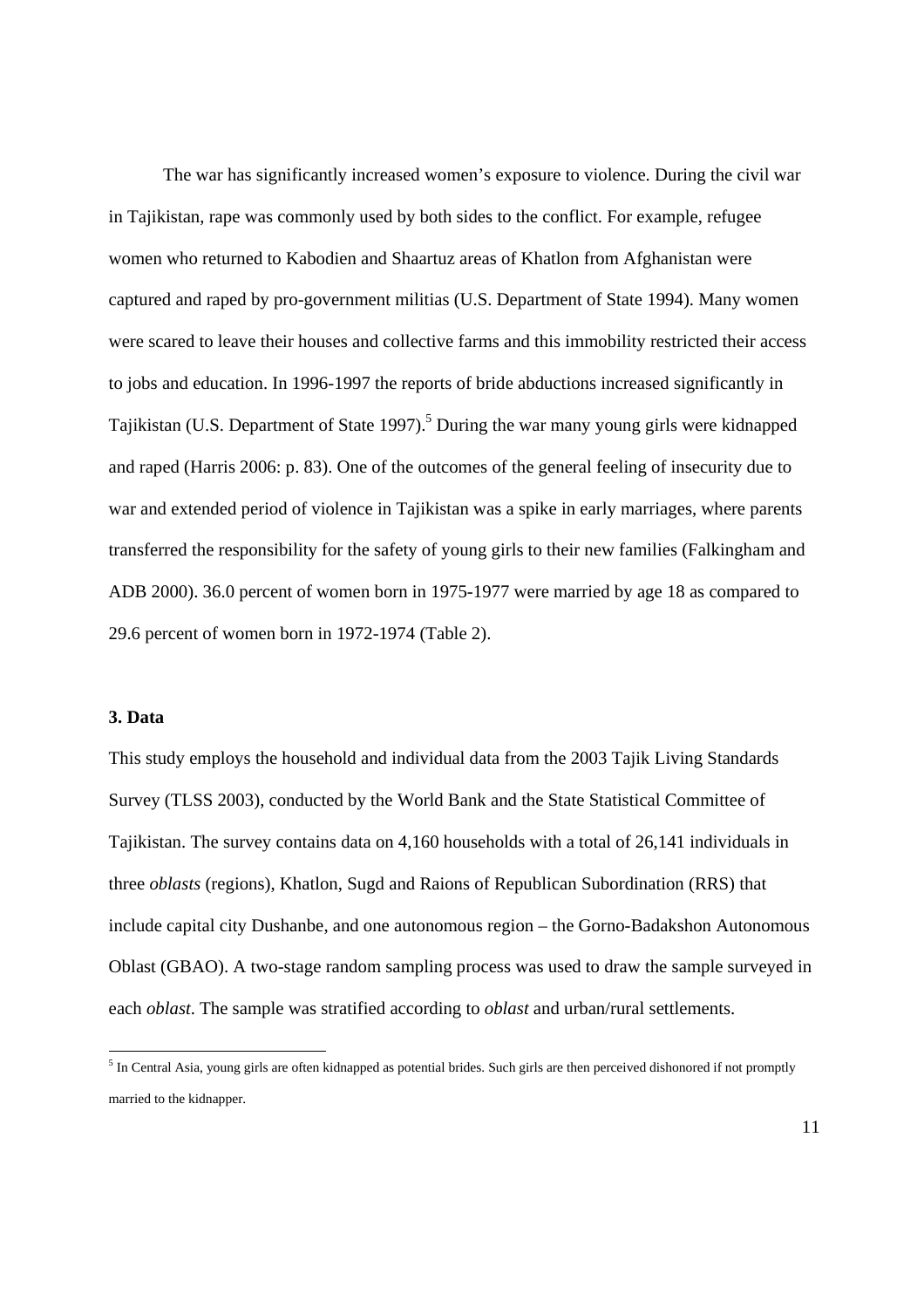The war has significantly increased women's exposure to violence. During the civil war in Tajikistan, rape was commonly used by both sides to the conflict. For example, refugee women who returned to Kabodien and Shaartuz areas of Khatlon from Afghanistan were captured and raped by pro-government militias (U.S. Department of State 1994). Many women were scared to leave their houses and collective farms and this immobility restricted their access to jobs and education. In 1996-1997 the reports of bride abductions increased significantly in Tajikistan (U.S. Department of State 1997).[5] During the war many young girls were kidnapped and raped (Harris 2006: p. 83). One of the outcomes of the general feeling of insecurity due to war and extended period of violence in Tajikistan was a spike in early marriages, where parents transferred the responsibility for the safety of young girls to their new families (Falkingham and ADB 2000). 36.0 percent of women born in 1975-1977 were married by age 18 as compared to 29.6 percent of women born in 1972-1974 (Table 2).

### 3. Data

This study employs the household and individual data from the 2003 Tajik Living Standards Survey (TLSS 2003), conducted by the World Bank and the State Statistical Committee of Tajikistan. The survey contains data on 4,160 households with a total of 26,141 individuals in three *oblasts* (regions), Khatlon, Sugd and Raions of Republican Subordination (RRS) that include capital city Dushanbe, and one autonomous region – the Gorno-Badakshon Autonomous Oblast (GBAO). A two-stage random sampling process was used to draw the sample surveyed in each *oblast*. The sample was stratified according to *oblast* and urban/rural settlements.

[5] In Central Asia, young girls are often kidnapped as potential brides. Such girls are then perceived dishonored if not promptly married to the kidnapper.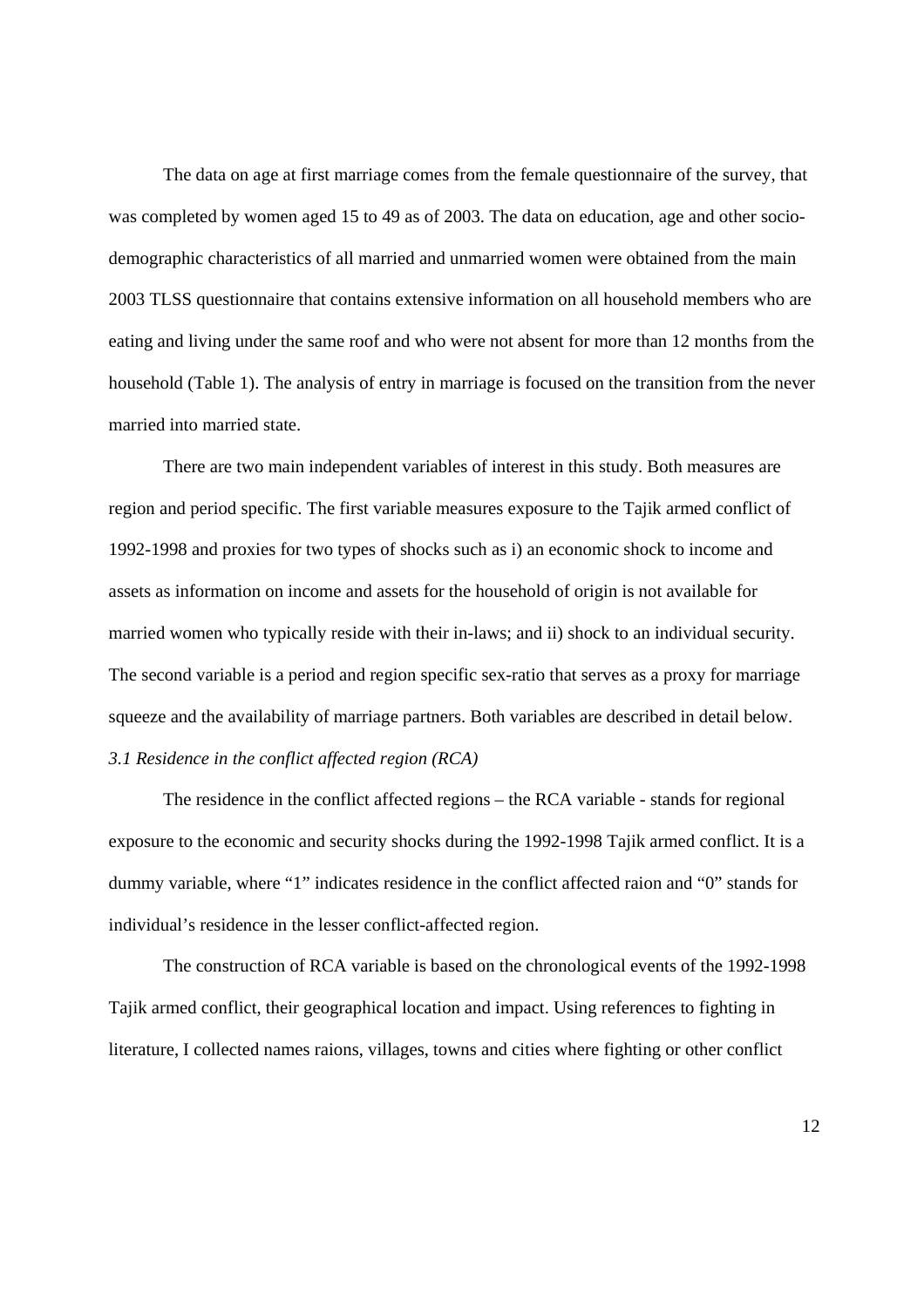The data on age at first marriage comes from the female questionnaire of the survey, that was completed by women aged 15 to 49 as of 2003. The data on education, age and other socio-demographic characteristics of all married and unmarried women were obtained from the main 2003 TLSS questionnaire that contains extensive information on all household members who are eating and living under the same roof and who were not absent for more than 12 months from the household (Table 1). The analysis of entry in marriage is focused on the transition from the never married into married state.

There are two main independent variables of interest in this study. Both measures are region and period specific. The first variable measures exposure to the Tajik armed conflict of 1992-1998 and proxies for two types of shocks such as i) an economic shock to income and assets as information on income and assets for the household of origin is not available for married women who typically reside with their in-laws; and ii) shock to an individual security. The second variable is a period and region specific sex-ratio that serves as a proxy for marriage squeeze and the availability of marriage partners. Both variables are described in detail below.

### *3.1 Residence in the conflict affected region (RCA)*

The residence in the conflict affected regions – the RCA variable - stands for regional exposure to the economic and security shocks during the 1992-1998 Tajik armed conflict. It is a dummy variable, where "1" indicates residence in the conflict affected raion and "0" stands for individual's residence in the lesser conflict-affected region.

The construction of RCA variable is based on the chronological events of the 1992-1998 Tajik armed conflict, their geographical location and impact. Using references to fighting in literature, I collected names raions, villages, towns and cities where fighting or other conflict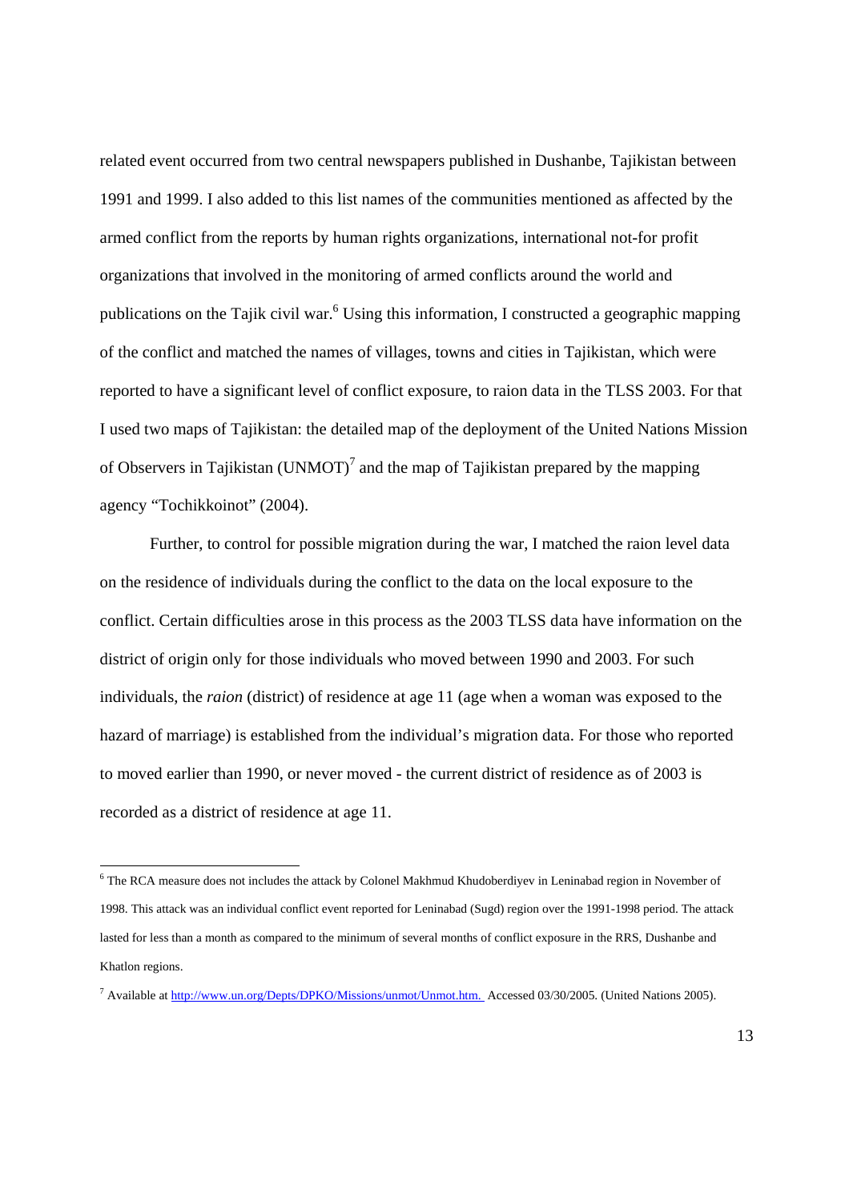related event occurred from two central newspapers published in Dushanbe, Tajikistan between 1991 and 1999. I also added to this list names of the communities mentioned as affected by the armed conflict from the reports by human rights organizations, international not-for profit organizations that involved in the monitoring of armed conflicts around the world and publications on the Tajik civil war.[6] Using this information, I constructed a geographic mapping of the conflict and matched the names of villages, towns and cities in Tajikistan, which were reported to have a significant level of conflict exposure, to raion data in the TLSS 2003. For that I used two maps of Tajikistan: the detailed map of the deployment of the United Nations Mission of Observers in Tajikistan (UNMOT)[7] and the map of Tajikistan prepared by the mapping agency "Tochikkoinot" (2004).

Further, to control for possible migration during the war, I matched the raion level data on the residence of individuals during the conflict to the data on the local exposure to the conflict. Certain difficulties arose in this process as the 2003 TLSS data have information on the district of origin only for those individuals who moved between 1990 and 2003. For such individuals, the *raion* (district) of residence at age 11 (age when a woman was exposed to the hazard of marriage) is established from the individual's migration data. For those who reported to moved earlier than 1990, or never moved - the current district of residence as of 2003 is recorded as a district of residence at age 11.

---

[6] The RCA measure does not includes the attack by Colonel Makhmud Khudoberdiyev in Leninabad region in November of 1998. This attack was an individual conflict event reported for Leninabad (Sugd) region over the 1991-1998 period. The attack lasted for less than a month as compared to the minimum of several months of conflict exposure in the RRS, Dushanbe and Khatlon regions.

[7] Available at http://www.un.org/Depts/DPKO/Missions/unmot/Unmot.htm. Accessed 03/30/2005. (United Nations 2005).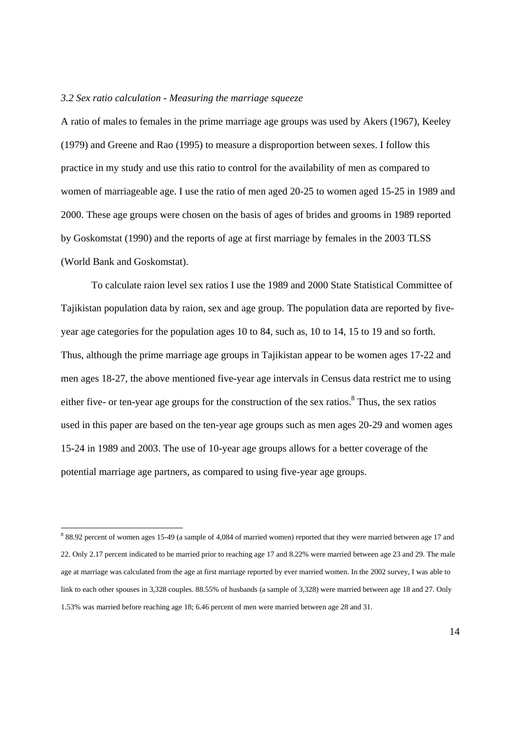*3.2 Sex ratio calculation - Measuring the marriage squeeze*

A ratio of males to females in the prime marriage age groups was used by Akers (1967), Keeley (1979) and Greene and Rao (1995) to measure a disproportion between sexes. I follow this practice in my study and use this ratio to control for the availability of men as compared to women of marriageable age. I use the ratio of men aged 20-25 to women aged 15-25 in 1989 and 2000. These age groups were chosen on the basis of ages of brides and grooms in 1989 reported by Goskomstat (1990) and the reports of age at first marriage by females in the 2003 TLSS (World Bank and Goskomstat).

To calculate raion level sex ratios I use the 1989 and 2000 State Statistical Committee of Tajikistan population data by raion, sex and age group. The population data are reported by five-year age categories for the population ages 10 to 84, such as, 10 to 14, 15 to 19 and so forth. Thus, although the prime marriage age groups in Tajikistan appear to be women ages 17-22 and men ages 18-27, the above mentioned five-year age intervals in Census data restrict me to using either five- or ten-year age groups for the construction of the sex ratios.[8] Thus, the sex ratios used in this paper are based on the ten-year age groups such as men ages 20-29 and women ages 15-24 in 1989 and 2003. The use of 10-year age groups allows for a better coverage of the potential marriage age partners, as compared to using five-year age groups.

[8] 88.92 percent of women ages 15-49 (a sample of 4,084 of married women) reported that they were married between age 17 and 22. Only 2.17 percent indicated to be married prior to reaching age 17 and 8.22% were married between age 23 and 29. The male age at marriage was calculated from the age at first marriage reported by ever married women. In the 2002 survey, I was able to link to each other spouses in 3,328 couples. 88.55% of husbands (a sample of 3,328) were married between age 18 and 27. Only 1.53% was married before reaching age 18; 6.46 percent of men were married between age 28 and 31.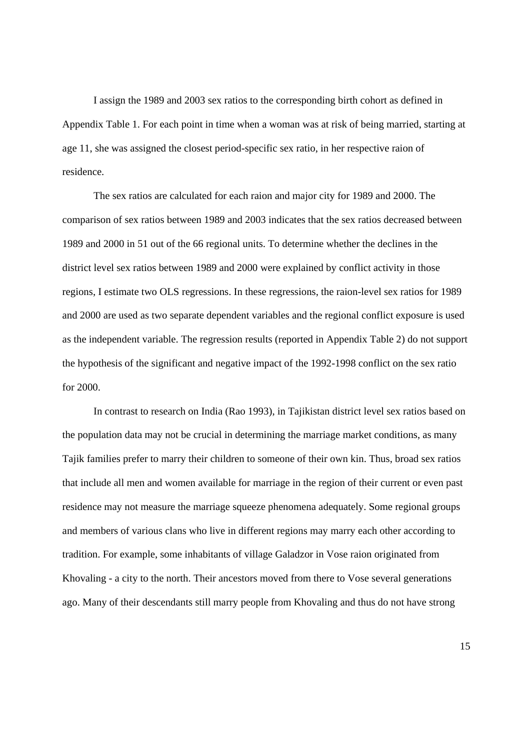I assign the 1989 and 2003 sex ratios to the corresponding birth cohort as defined in Appendix Table 1. For each point in time when a woman was at risk of being married, starting at age 11, she was assigned the closest period-specific sex ratio, in her respective raion of residence.

The sex ratios are calculated for each raion and major city for 1989 and 2000. The comparison of sex ratios between 1989 and 2003 indicates that the sex ratios decreased between 1989 and 2000 in 51 out of the 66 regional units. To determine whether the declines in the district level sex ratios between 1989 and 2000 were explained by conflict activity in those regions, I estimate two OLS regressions. In these regressions, the raion-level sex ratios for 1989 and 2000 are used as two separate dependent variables and the regional conflict exposure is used as the independent variable. The regression results (reported in Appendix Table 2) do not support the hypothesis of the significant and negative impact of the 1992-1998 conflict on the sex ratio for 2000.

In contrast to research on India (Rao 1993), in Tajikistan district level sex ratios based on the population data may not be crucial in determining the marriage market conditions, as many Tajik families prefer to marry their children to someone of their own kin. Thus, broad sex ratios that include all men and women available for marriage in the region of their current or even past residence may not measure the marriage squeeze phenomena adequately. Some regional groups and members of various clans who live in different regions may marry each other according to tradition. For example, some inhabitants of village Galadzor in Vose raion originated from Khovaling - a city to the north. Their ancestors moved from there to Vose several generations ago. Many of their descendants still marry people from Khovaling and thus do not have strong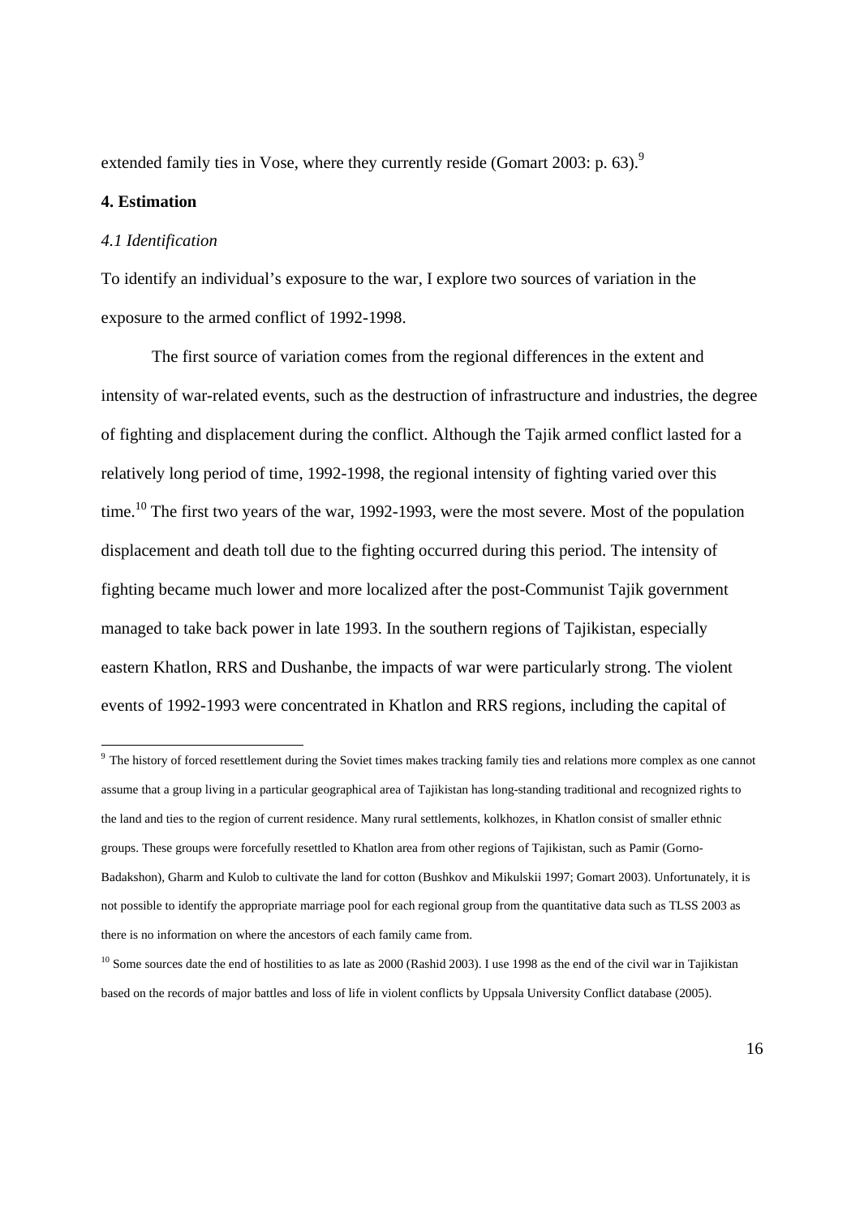extended family ties in Vose, where they currently reside (Gomart 2003: p. 63).[9]

## 4. Estimation

### *4.1 Identification*

To identify an individual's exposure to the war, I explore two sources of variation in the exposure to the armed conflict of 1992-1998.

The first source of variation comes from the regional differences in the extent and intensity of war-related events, such as the destruction of infrastructure and industries, the degree of fighting and displacement during the conflict. Although the Tajik armed conflict lasted for a relatively long period of time, 1992-1998, the regional intensity of fighting varied over this time.[10] The first two years of the war, 1992-1993, were the most severe. Most of the population displacement and death toll due to the fighting occurred during this period. The intensity of fighting became much lower and more localized after the post-Communist Tajik government managed to take back power in late 1993. In the southern regions of Tajikistan, especially eastern Khatlon, RRS and Dushanbe, the impacts of war were particularly strong. The violent events of 1992-1993 were concentrated in Khatlon and RRS regions, including the capital of

---

[9] The history of forced resettlement during the Soviet times makes tracking family ties and relations more complex as one cannot assume that a group living in a particular geographical area of Tajikistan has long-standing traditional and recognized rights to the land and ties to the region of current residence. Many rural settlements, kolkhozes, in Khatlon consist of smaller ethnic groups. These groups were forcefully resettled to Khatlon area from other regions of Tajikistan, such as Pamir (Gorno-Badakshon), Gharm and Kulob to cultivate the land for cotton (Bushkov and Mikulskii 1997; Gomart 2003). Unfortunately, it is not possible to identify the appropriate marriage pool for each regional group from the quantitative data such as TLSS 2003 as there is no information on where the ancestors of each family came from.

[10] Some sources date the end of hostilities to as late as 2000 (Rashid 2003). I use 1998 as the end of the civil war in Tajikistan based on the records of major battles and loss of life in violent conflicts by Uppsala University Conflict database (2005).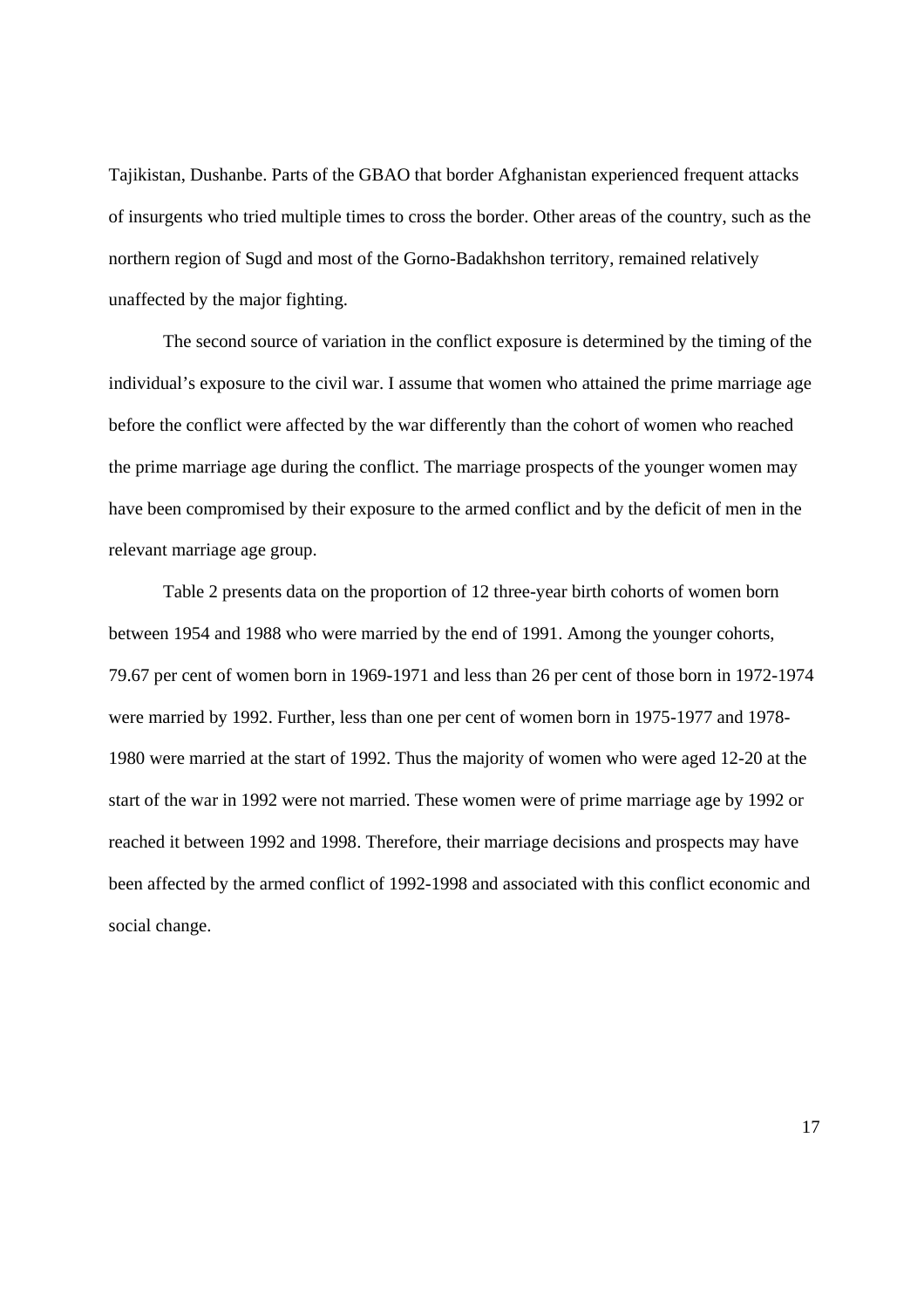Tajikistan, Dushanbe. Parts of the GBAO that border Afghanistan experienced frequent attacks of insurgents who tried multiple times to cross the border. Other areas of the country, such as the northern region of Sugd and most of the Gorno-Badakhshon territory, remained relatively unaffected by the major fighting.

The second source of variation in the conflict exposure is determined by the timing of the individual's exposure to the civil war. I assume that women who attained the prime marriage age before the conflict were affected by the war differently than the cohort of women who reached the prime marriage age during the conflict. The marriage prospects of the younger women may have been compromised by their exposure to the armed conflict and by the deficit of men in the relevant marriage age group.

Table 2 presents data on the proportion of 12 three-year birth cohorts of women born between 1954 and 1988 who were married by the end of 1991. Among the younger cohorts, 79.67 per cent of women born in 1969-1971 and less than 26 per cent of those born in 1972-1974 were married by 1992. Further, less than one per cent of women born in 1975-1977 and 1978-1980 were married at the start of 1992. Thus the majority of women who were aged 12-20 at the start of the war in 1992 were not married. These women were of prime marriage age by 1992 or reached it between 1992 and 1998. Therefore, their marriage decisions and prospects may have been affected by the armed conflict of 1992-1998 and associated with this conflict economic and social change.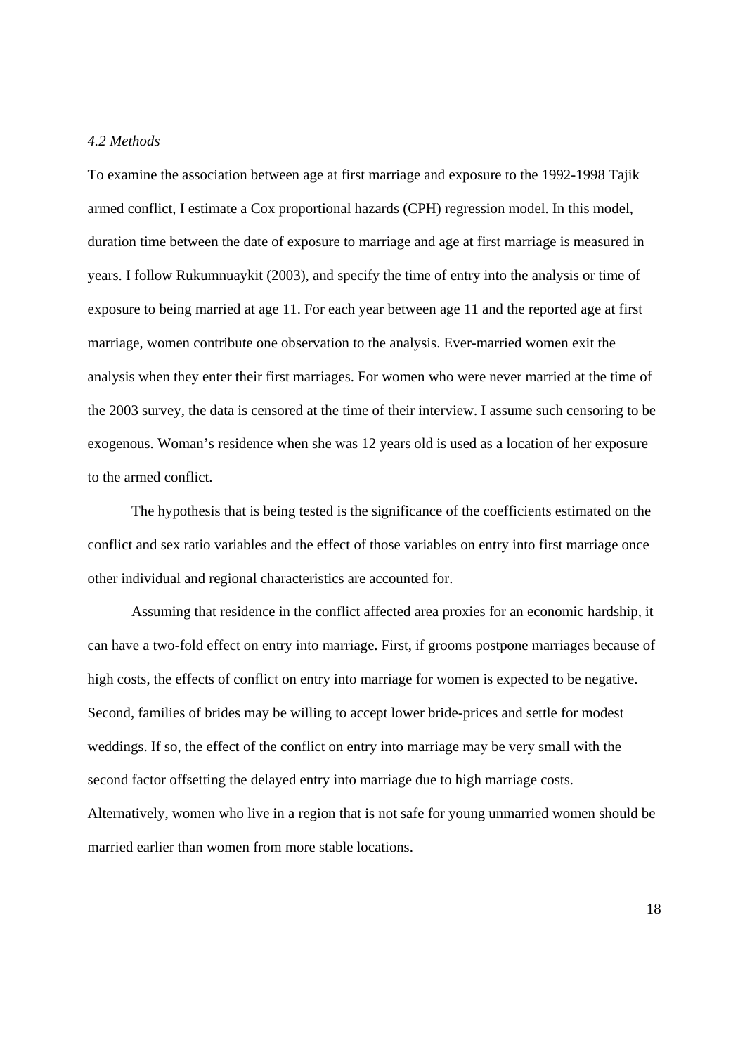*4.2 Methods*

To examine the association between age at first marriage and exposure to the 1992-1998 Tajik armed conflict, I estimate a Cox proportional hazards (CPH) regression model. In this model, duration time between the date of exposure to marriage and age at first marriage is measured in years. I follow Rukumnuaykit (2003), and specify the time of entry into the analysis or time of exposure to being married at age 11. For each year between age 11 and the reported age at first marriage, women contribute one observation to the analysis. Ever-married women exit the analysis when they enter their first marriages. For women who were never married at the time of the 2003 survey, the data is censored at the time of their interview. I assume such censoring to be exogenous. Woman's residence when she was 12 years old is used as a location of her exposure to the armed conflict.

The hypothesis that is being tested is the significance of the coefficients estimated on the conflict and sex ratio variables and the effect of those variables on entry into first marriage once other individual and regional characteristics are accounted for.

Assuming that residence in the conflict affected area proxies for an economic hardship, it can have a two-fold effect on entry into marriage. First, if grooms postpone marriages because of high costs, the effects of conflict on entry into marriage for women is expected to be negative. Second, families of brides may be willing to accept lower bride-prices and settle for modest weddings. If so, the effect of the conflict on entry into marriage may be very small with the second factor offsetting the delayed entry into marriage due to high marriage costs. Alternatively, women who live in a region that is not safe for young unmarried women should be married earlier than women from more stable locations.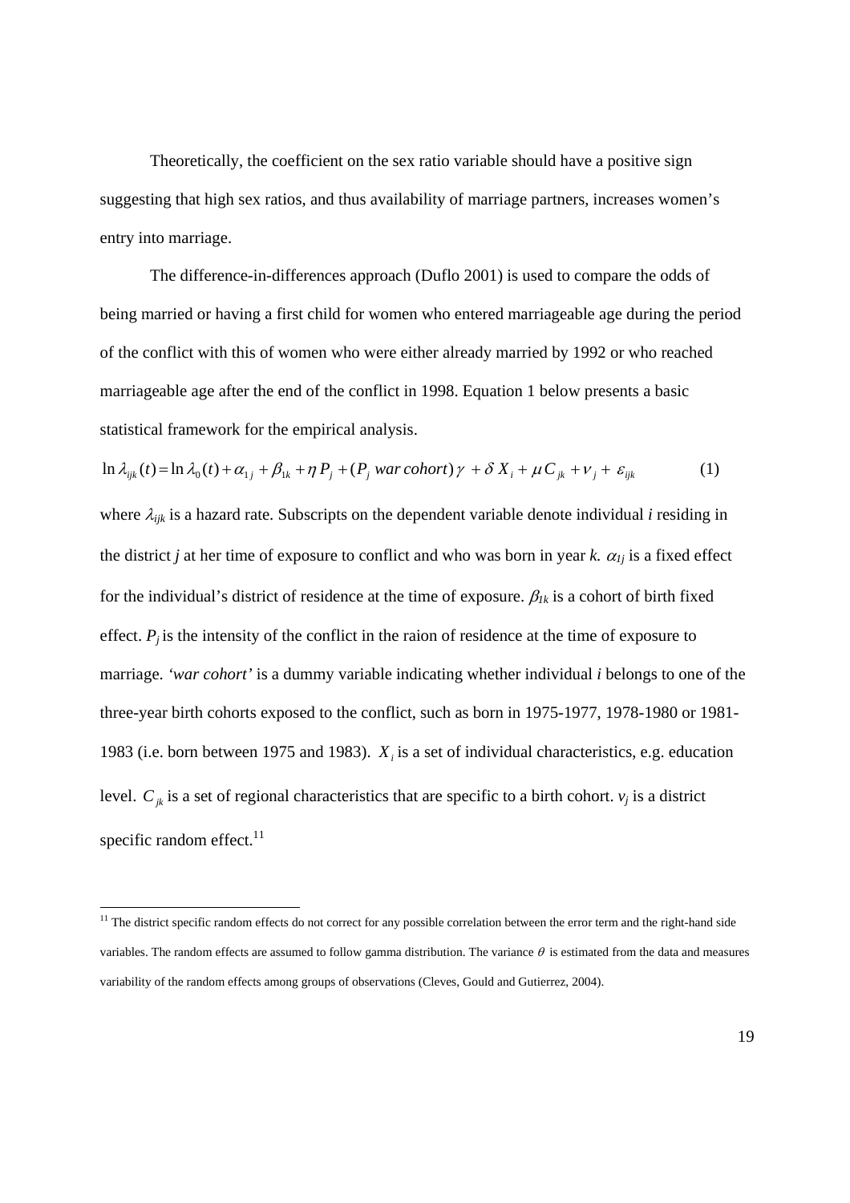Theoretically, the coefficient on the sex ratio variable should have a positive sign suggesting that high sex ratios, and thus availability of marriage partners, increases women's entry into marriage.

The difference-in-differences approach (Duflo 2001) is used to compare the odds of being married or having a first child for women who entered marriageable age during the period of the conflict with this of women who were either already married by 1992 or who reached marriageable age after the end of the conflict in 1998. Equation 1 below presents a basic statistical framework for the empirical analysis.

$$\ln \lambda_{ijk}(t) = \ln \lambda_0(t) + \alpha_{1j} + \beta_{1k} + \eta P_j + (P_j \; war\, cohort)\gamma + \delta X_i + \mu C_{jk} + \nu_j + \varepsilon_{ijk} \qquad (1)$$

where $\lambda_{ijk}$ is a hazard rate. Subscripts on the dependent variable denote individual *i* residing in the district *j* at her time of exposure to conflict and who was born in year *k*. $\alpha_{1j}$ is a fixed effect for the individual's district of residence at the time of exposure. $\beta_{1k}$ is a cohort of birth fixed effect. $P_j$ is the intensity of the conflict in the raion of residence at the time of exposure to marriage. *'war cohort'* is a dummy variable indicating whether individual *i* belongs to one of the three-year birth cohorts exposed to the conflict, such as born in 1975-1977, 1978-1980 or 1981-1983 (i.e. born between 1975 and 1983). $X_i$ is a set of individual characteristics, e.g. education level. $C_{jk}$ is a set of regional characteristics that are specific to a birth cohort. $v_j$ is a district specific random effect.[11]

[11] The district specific random effects do not correct for any possible correlation between the error term and the right-hand side variables. The random effects are assumed to follow gamma distribution. The variance $\theta$ is estimated from the data and measures variability of the random effects among groups of observations (Cleves, Gould and Gutierrez, 2004).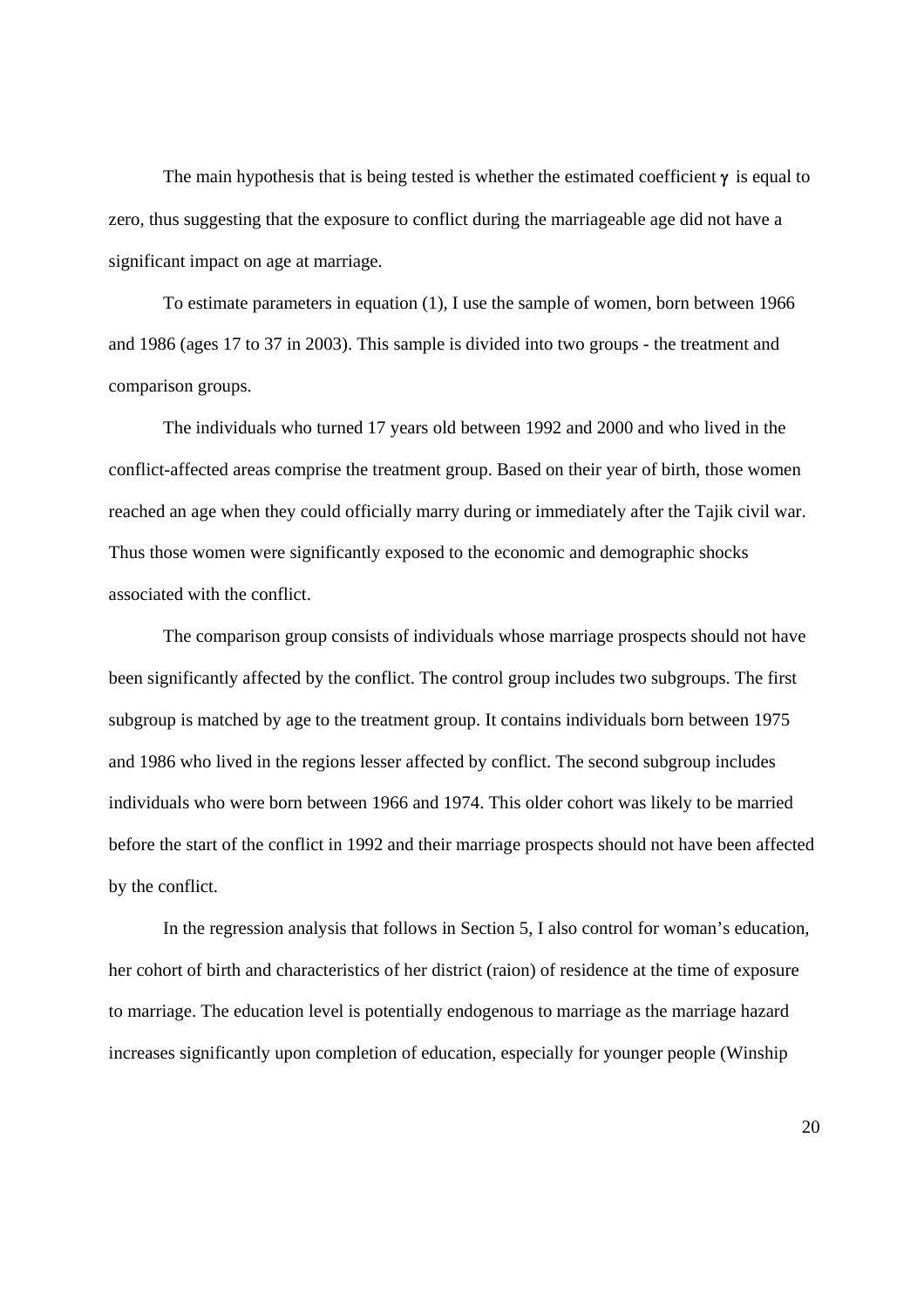The main hypothesis that is being tested is whether the estimated coefficient $\gamma$ is equal to zero, thus suggesting that the exposure to conflict during the marriageable age did not have a significant impact on age at marriage.

To estimate parameters in equation (1), I use the sample of women, born between 1966 and 1986 (ages 17 to 37 in 2003). This sample is divided into two groups - the treatment and comparison groups.

The individuals who turned 17 years old between 1992 and 2000 and who lived in the conflict-affected areas comprise the treatment group. Based on their year of birth, those women reached an age when they could officially marry during or immediately after the Tajik civil war. Thus those women were significantly exposed to the economic and demographic shocks associated with the conflict.

The comparison group consists of individuals whose marriage prospects should not have been significantly affected by the conflict. The control group includes two subgroups. The first subgroup is matched by age to the treatment group. It contains individuals born between 1975 and 1986 who lived in the regions lesser affected by conflict. The second subgroup includes individuals who were born between 1966 and 1974. This older cohort was likely to be married before the start of the conflict in 1992 and their marriage prospects should not have been affected by the conflict.

In the regression analysis that follows in Section 5, I also control for woman's education, her cohort of birth and characteristics of her district (raion) of residence at the time of exposure to marriage. The education level is potentially endogenous to marriage as the marriage hazard increases significantly upon completion of education, especially for younger people (Winship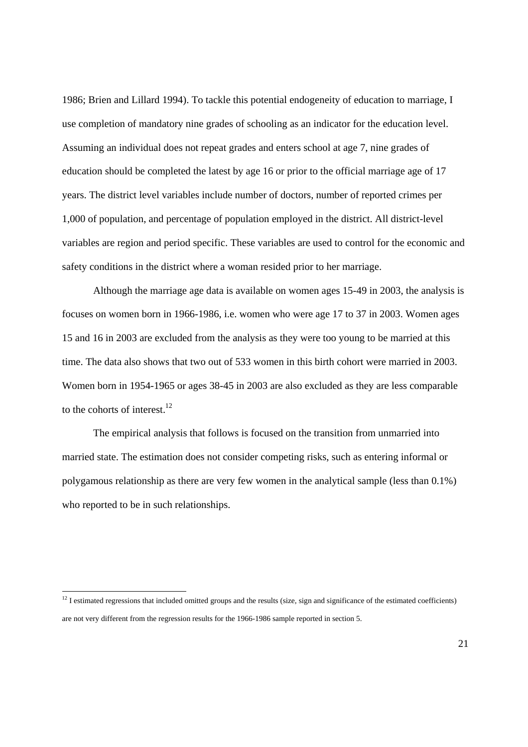1986; Brien and Lillard 1994). To tackle this potential endogeneity of education to marriage, I use completion of mandatory nine grades of schooling as an indicator for the education level. Assuming an individual does not repeat grades and enters school at age 7, nine grades of education should be completed the latest by age 16 or prior to the official marriage age of 17 years. The district level variables include number of doctors, number of reported crimes per 1,000 of population, and percentage of population employed in the district. All district-level variables are region and period specific. These variables are used to control for the economic and safety conditions in the district where a woman resided prior to her marriage.

Although the marriage age data is available on women ages 15-49 in 2003, the analysis is focuses on women born in 1966-1986, i.e. women who were age 17 to 37 in 2003. Women ages 15 and 16 in 2003 are excluded from the analysis as they were too young to be married at this time. The data also shows that two out of 533 women in this birth cohort were married in 2003. Women born in 1954-1965 or ages 38-45 in 2003 are also excluded as they are less comparable to the cohorts of interest.[12]

The empirical analysis that follows is focused on the transition from unmarried into married state. The estimation does not consider competing risks, such as entering informal or polygamous relationship as there are very few women in the analytical sample (less than 0.1%) who reported to be in such relationships.

[12] I estimated regressions that included omitted groups and the results (size, sign and significance of the estimated coefficients) are not very different from the regression results for the 1966-1986 sample reported in section 5.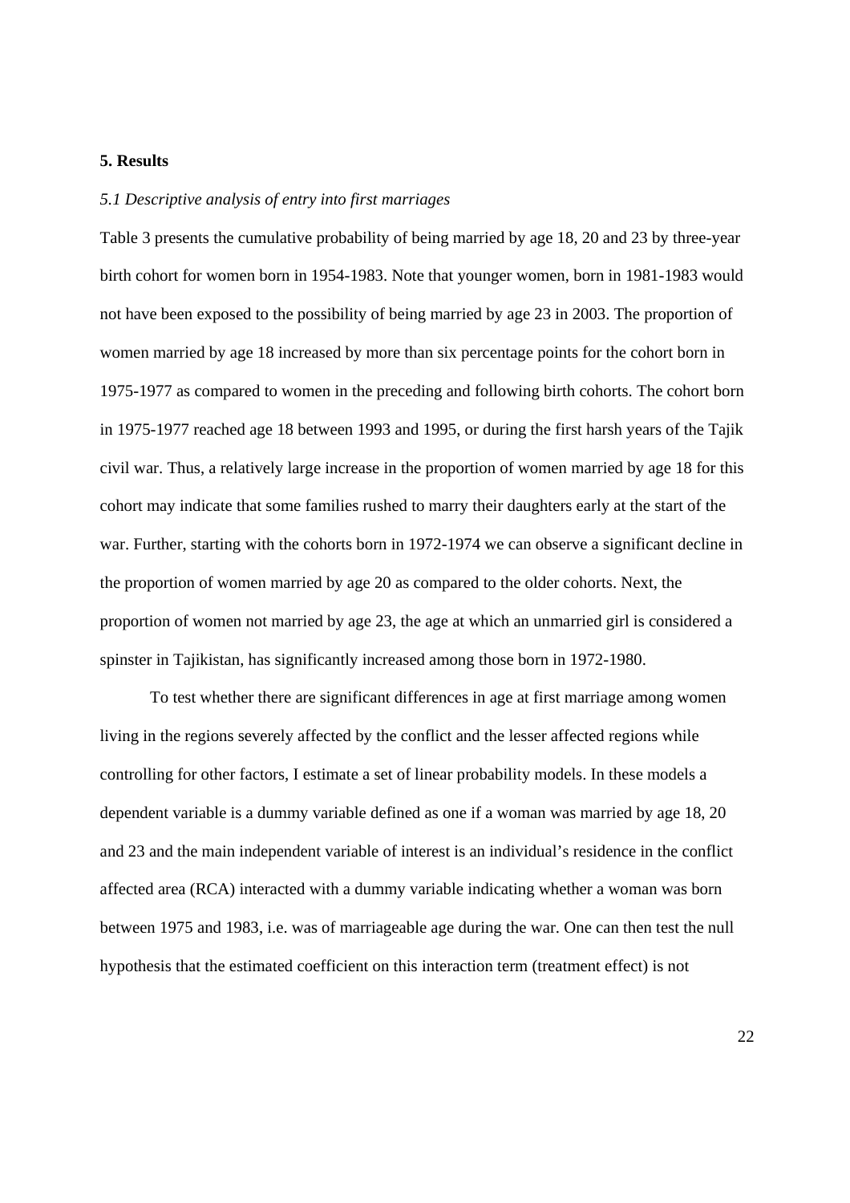## 5. Results

### *5.1 Descriptive analysis of entry into first marriages*

Table 3 presents the cumulative probability of being married by age 18, 20 and 23 by three-year birth cohort for women born in 1954-1983. Note that younger women, born in 1981-1983 would not have been exposed to the possibility of being married by age 23 in 2003. The proportion of women married by age 18 increased by more than six percentage points for the cohort born in 1975-1977 as compared to women in the preceding and following birth cohorts. The cohort born in 1975-1977 reached age 18 between 1993 and 1995, or during the first harsh years of the Tajik civil war. Thus, a relatively large increase in the proportion of women married by age 18 for this cohort may indicate that some families rushed to marry their daughters early at the start of the war. Further, starting with the cohorts born in 1972-1974 we can observe a significant decline in the proportion of women married by age 20 as compared to the older cohorts. Next, the proportion of women not married by age 23, the age at which an unmarried girl is considered a spinster in Tajikistan, has significantly increased among those born in 1972-1980.

To test whether there are significant differences in age at first marriage among women living in the regions severely affected by the conflict and the lesser affected regions while controlling for other factors, I estimate a set of linear probability models. In these models a dependent variable is a dummy variable defined as one if a woman was married by age 18, 20 and 23 and the main independent variable of interest is an individual's residence in the conflict affected area (RCA) interacted with a dummy variable indicating whether a woman was born between 1975 and 1983, i.e. was of marriageable age during the war. One can then test the null hypothesis that the estimated coefficient on this interaction term (treatment effect) is not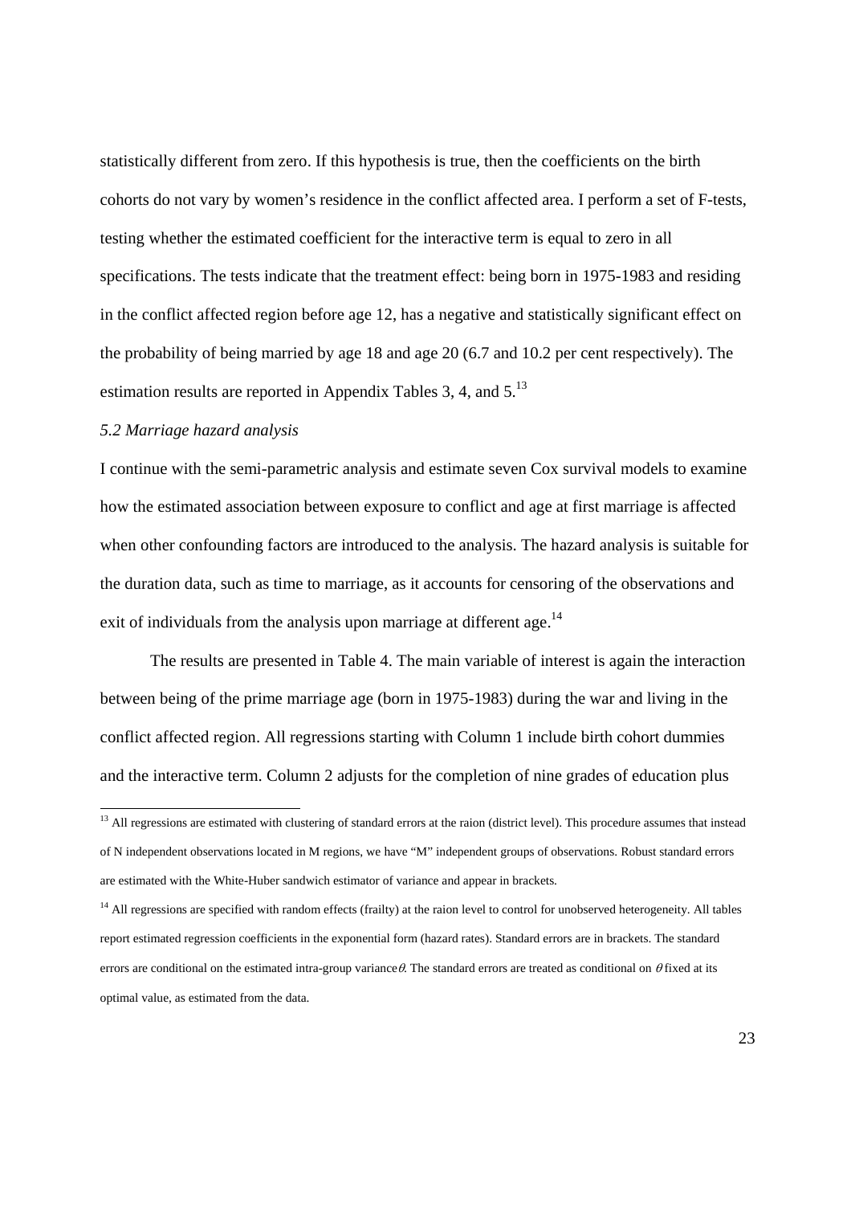statistically different from zero. If this hypothesis is true, then the coefficients on the birth cohorts do not vary by women's residence in the conflict affected area. I perform a set of F-tests, testing whether the estimated coefficient for the interactive term is equal to zero in all specifications. The tests indicate that the treatment effect: being born in 1975-1983 and residing in the conflict affected region before age 12, has a negative and statistically significant effect on the probability of being married by age 18 and age 20 (6.7 and 10.2 per cent respectively). The estimation results are reported in Appendix Tables 3, 4, and 5.[13]

*5.2 Marriage hazard analysis*

I continue with the semi-parametric analysis and estimate seven Cox survival models to examine how the estimated association between exposure to conflict and age at first marriage is affected when other confounding factors are introduced to the analysis. The hazard analysis is suitable for the duration data, such as time to marriage, as it accounts for censoring of the observations and exit of individuals from the analysis upon marriage at different age.[14]

The results are presented in Table 4. The main variable of interest is again the interaction between being of the prime marriage age (born in 1975-1983) during the war and living in the conflict affected region. All regressions starting with Column 1 include birth cohort dummies and the interactive term. Column 2 adjusts for the completion of nine grades of education plus

---

[13] All regressions are estimated with clustering of standard errors at the raion (district level). This procedure assumes that instead of N independent observations located in M regions, we have "M" independent groups of observations. Robust standard errors are estimated with the White-Huber sandwich estimator of variance and appear in brackets.

[14] All regressions are specified with random effects (frailty) at the raion level to control for unobserved heterogeneity. All tables report estimated regression coefficients in the exponential form (hazard rates). Standard errors are in brackets. The standard errors are conditional on the estimated intra-group variance $\theta$. The standard errors are treated as conditional on $\theta$ fixed at its optimal value, as estimated from the data.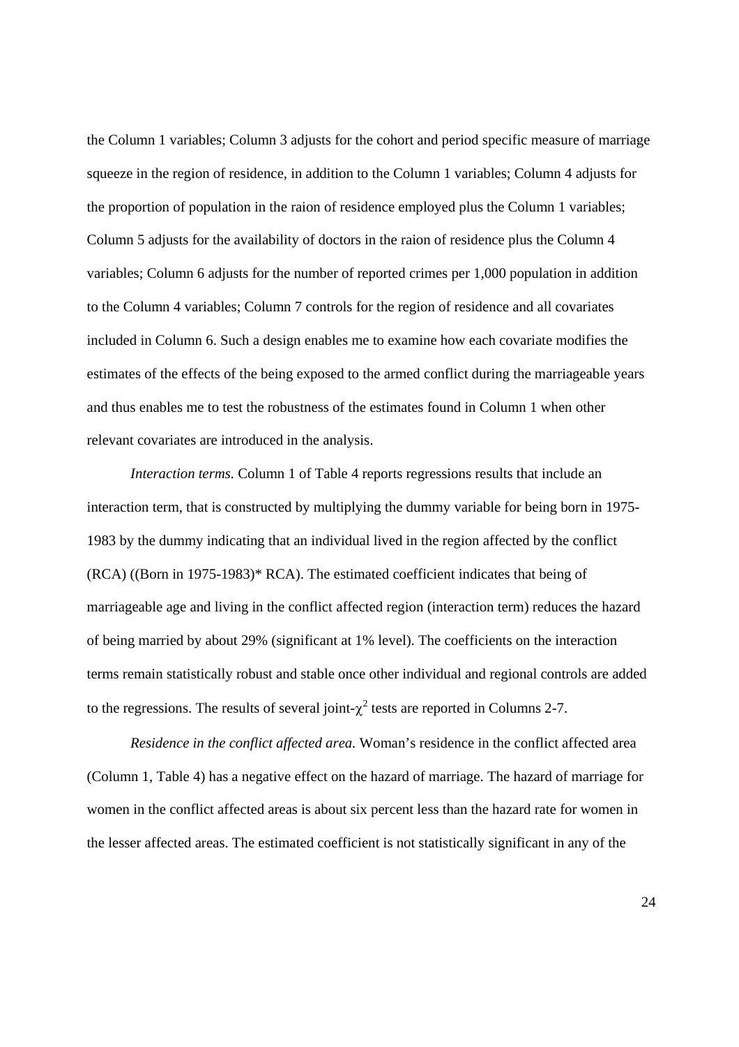the Column 1 variables; Column 3 adjusts for the cohort and period specific measure of marriage squeeze in the region of residence, in addition to the Column 1 variables; Column 4 adjusts for the proportion of population in the raion of residence employed plus the Column 1 variables; Column 5 adjusts for the availability of doctors in the raion of residence plus the Column 4 variables; Column 6 adjusts for the number of reported crimes per 1,000 population in addition to the Column 4 variables; Column 7 controls for the region of residence and all covariates included in Column 6. Such a design enables me to examine how each covariate modifies the estimates of the effects of the being exposed to the armed conflict during the marriageable years and thus enables me to test the robustness of the estimates found in Column 1 when other relevant covariates are introduced in the analysis.

*Interaction terms.* Column 1 of Table 4 reports regressions results that include an interaction term, that is constructed by multiplying the dummy variable for being born in 1975-1983 by the dummy indicating that an individual lived in the region affected by the conflict (RCA) ((Born in 1975-1983)* RCA). The estimated coefficient indicates that being of marriageable age and living in the conflict affected region (interaction term) reduces the hazard of being married by about 29% (significant at 1% level). The coefficients on the interaction terms remain statistically robust and stable once other individual and regional controls are added to the regressions. The results of several joint-$\chi^2$ tests are reported in Columns 2-7.

*Residence in the conflict affected area.* Woman's residence in the conflict affected area (Column 1, Table 4) has a negative effect on the hazard of marriage. The hazard of marriage for women in the conflict affected areas is about six percent less than the hazard rate for women in the lesser affected areas. The estimated coefficient is not statistically significant in any of the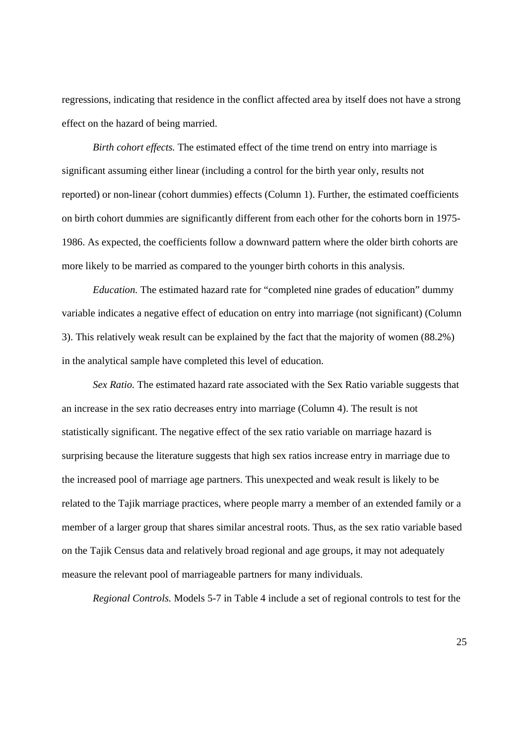regressions, indicating that residence in the conflict affected area by itself does not have a strong effect on the hazard of being married.

*Birth cohort effects.* The estimated effect of the time trend on entry into marriage is significant assuming either linear (including a control for the birth year only, results not reported) or non-linear (cohort dummies) effects (Column 1). Further, the estimated coefficients on birth cohort dummies are significantly different from each other for the cohorts born in 1975-1986. As expected, the coefficients follow a downward pattern where the older birth cohorts are more likely to be married as compared to the younger birth cohorts in this analysis.

*Education.* The estimated hazard rate for "completed nine grades of education" dummy variable indicates a negative effect of education on entry into marriage (not significant) (Column 3). This relatively weak result can be explained by the fact that the majority of women (88.2%) in the analytical sample have completed this level of education.

*Sex Ratio.* The estimated hazard rate associated with the Sex Ratio variable suggests that an increase in the sex ratio decreases entry into marriage (Column 4). The result is not statistically significant. The negative effect of the sex ratio variable on marriage hazard is surprising because the literature suggests that high sex ratios increase entry in marriage due to the increased pool of marriage age partners. This unexpected and weak result is likely to be related to the Tajik marriage practices, where people marry a member of an extended family or a member of a larger group that shares similar ancestral roots. Thus, as the sex ratio variable based on the Tajik Census data and relatively broad regional and age groups, it may not adequately measure the relevant pool of marriageable partners for many individuals.

*Regional Controls.* Models 5-7 in Table 4 include a set of regional controls to test for the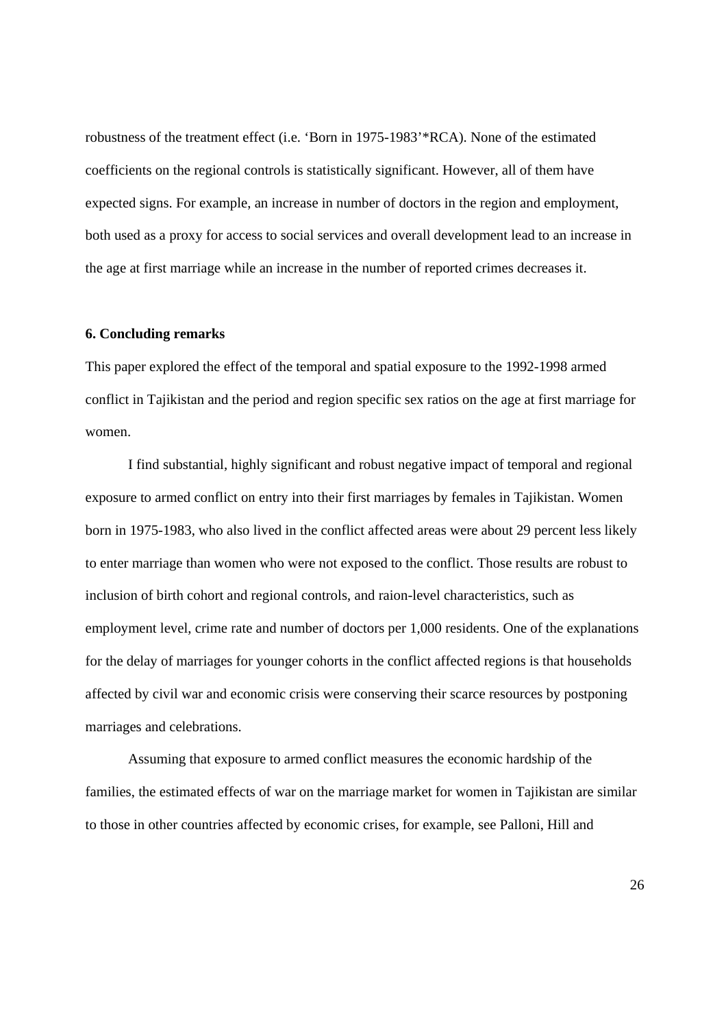robustness of the treatment effect (i.e. 'Born in 1975-1983'*RCA). None of the estimated coefficients on the regional controls is statistically significant. However, all of them have expected signs. For example, an increase in number of doctors in the region and employment, both used as a proxy for access to social services and overall development lead to an increase in the age at first marriage while an increase in the number of reported crimes decreases it.

### 6. Concluding remarks

This paper explored the effect of the temporal and spatial exposure to the 1992-1998 armed conflict in Tajikistan and the period and region specific sex ratios on the age at first marriage for women.

I find substantial, highly significant and robust negative impact of temporal and regional exposure to armed conflict on entry into their first marriages by females in Tajikistan. Women born in 1975-1983, who also lived in the conflict affected areas were about 29 percent less likely to enter marriage than women who were not exposed to the conflict. Those results are robust to inclusion of birth cohort and regional controls, and raion-level characteristics, such as employment level, crime rate and number of doctors per 1,000 residents. One of the explanations for the delay of marriages for younger cohorts in the conflict affected regions is that households affected by civil war and economic crisis were conserving their scarce resources by postponing marriages and celebrations.

Assuming that exposure to armed conflict measures the economic hardship of the families, the estimated effects of war on the marriage market for women in Tajikistan are similar to those in other countries affected by economic crises, for example, see Palloni, Hill and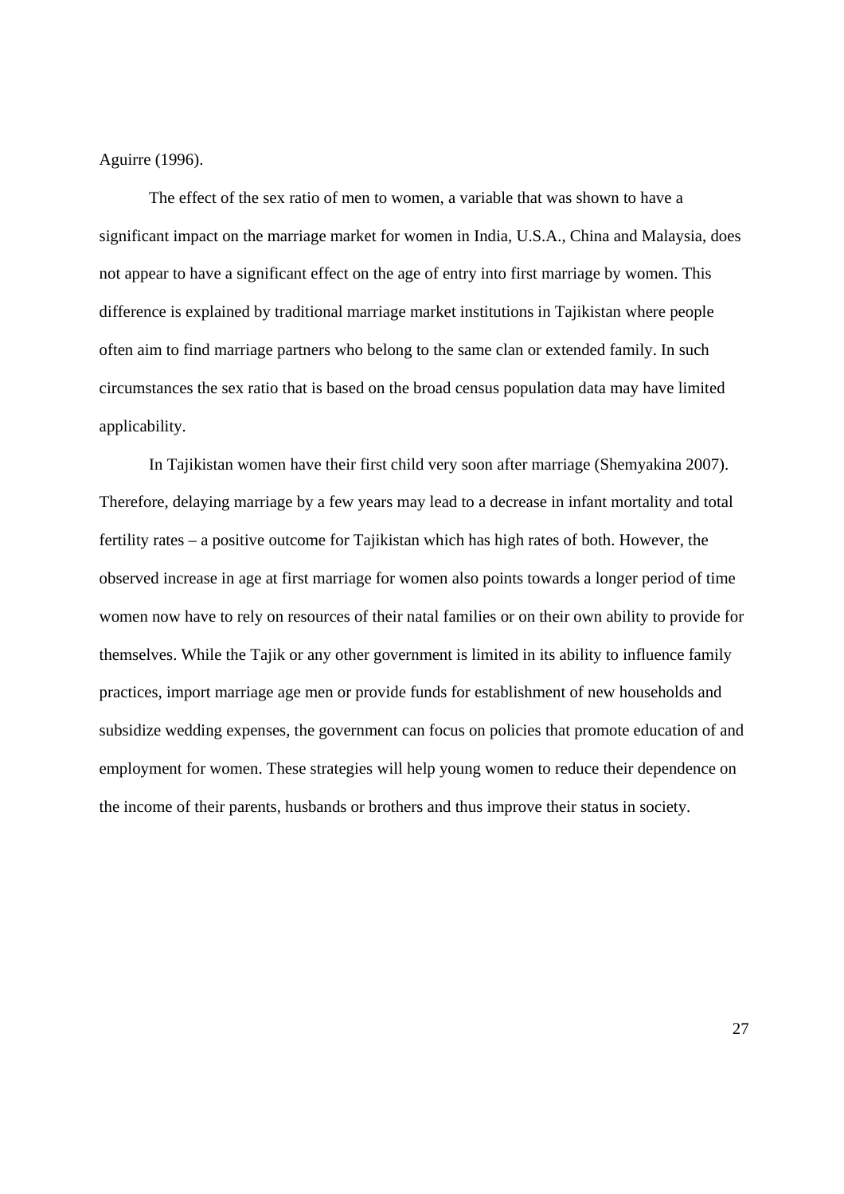Aguirre (1996).

The effect of the sex ratio of men to women, a variable that was shown to have a significant impact on the marriage market for women in India, U.S.A., China and Malaysia, does not appear to have a significant effect on the age of entry into first marriage by women. This difference is explained by traditional marriage market institutions in Tajikistan where people often aim to find marriage partners who belong to the same clan or extended family. In such circumstances the sex ratio that is based on the broad census population data may have limited applicability.

In Tajikistan women have their first child very soon after marriage (Shemyakina 2007). Therefore, delaying marriage by a few years may lead to a decrease in infant mortality and total fertility rates – a positive outcome for Tajikistan which has high rates of both. However, the observed increase in age at first marriage for women also points towards a longer period of time women now have to rely on resources of their natal families or on their own ability to provide for themselves. While the Tajik or any other government is limited in its ability to influence family practices, import marriage age men or provide funds for establishment of new households and subsidize wedding expenses, the government can focus on policies that promote education of and employment for women. These strategies will help young women to reduce their dependence on the income of their parents, husbands or brothers and thus improve their status in society.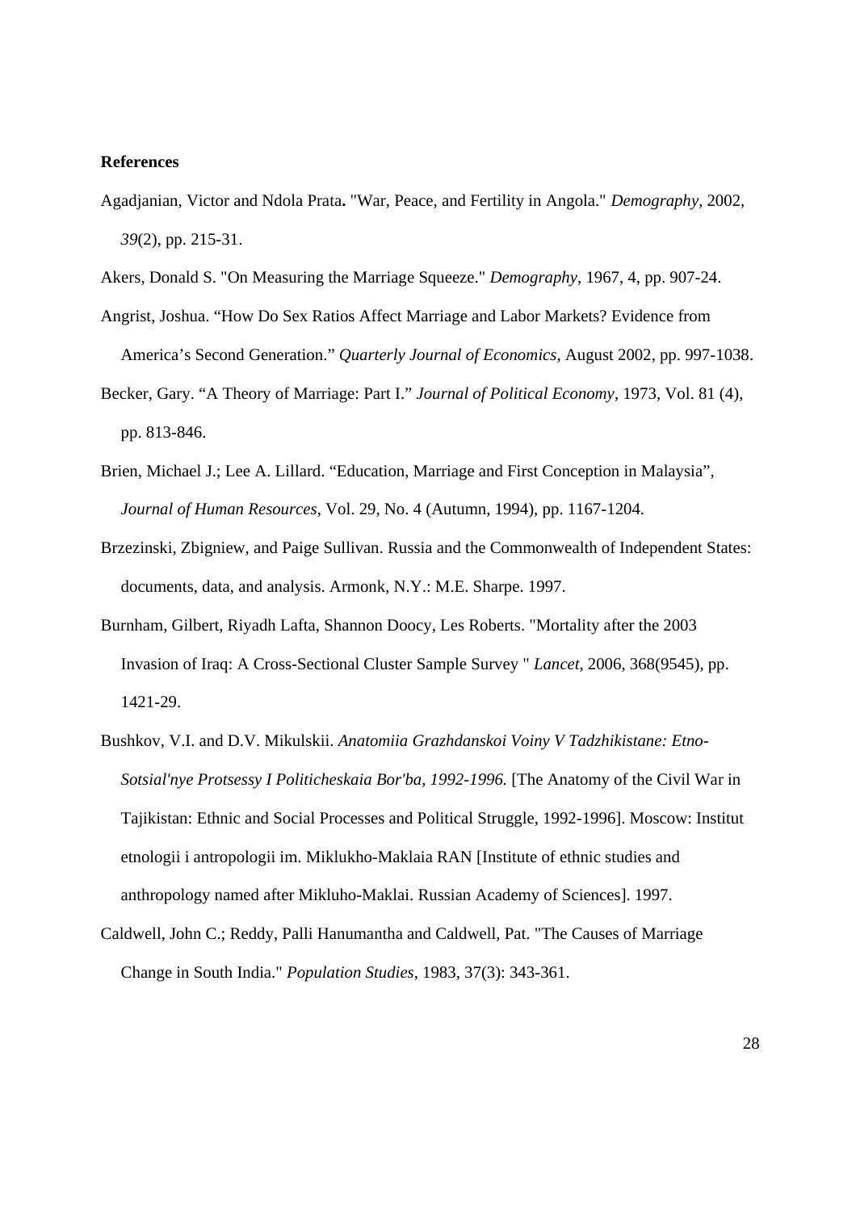**References**

Agadjanian, Victor and Ndola Prata**.** "War, Peace, and Fertility in Angola." *Demography*, 2002, *39*(2), pp. 215-31.

Akers, Donald S. "On Measuring the Marriage Squeeze." *Demography*, 1967, 4, pp. 907-24.

Angrist, Joshua. "How Do Sex Ratios Affect Marriage and Labor Markets? Evidence from America's Second Generation." *Quarterly Journal of Economics*, August 2002, pp. 997-1038.

Becker, Gary. "A Theory of Marriage: Part I." *Journal of Political Economy*, 1973, Vol. 81 (4), pp. 813-846.

Brien, Michael J.; Lee A. Lillard. "Education, Marriage and First Conception in Malaysia", *Journal of Human Resources*, Vol. 29, No. 4 (Autumn, 1994), pp. 1167-1204.

Brzezinski, Zbigniew, and Paige Sullivan. Russia and the Commonwealth of Independent States: documents, data, and analysis. Armonk, N.Y.: M.E. Sharpe. 1997.

Burnham, Gilbert, Riyadh Lafta, Shannon Doocy, Les Roberts. "Mortality after the 2003 Invasion of Iraq: A Cross-Sectional Cluster Sample Survey " *Lancet*, 2006, 368(9545), pp. 1421-29.

Bushkov, V.I. and D.V. Mikulskii. *Anatomiia Grazhdanskoi Voiny V Tadzhikistane: Etno-Sotsial'nye Protsessy I Politicheskaia Bor'ba, 1992-1996.* [The Anatomy of the Civil War in Tajikistan: Ethnic and Social Processes and Political Struggle, 1992-1996]. Moscow: Institut etnologii i antropologii im. Miklukho-Maklaia RAN [Institute of ethnic studies and anthropology named after Mikluho-Maklai. Russian Academy of Sciences]. 1997.

Caldwell, John C.; Reddy, Palli Hanumantha and Caldwell, Pat. "The Causes of Marriage Change in South India." *Population Studies*, 1983, 37(3): 343-361.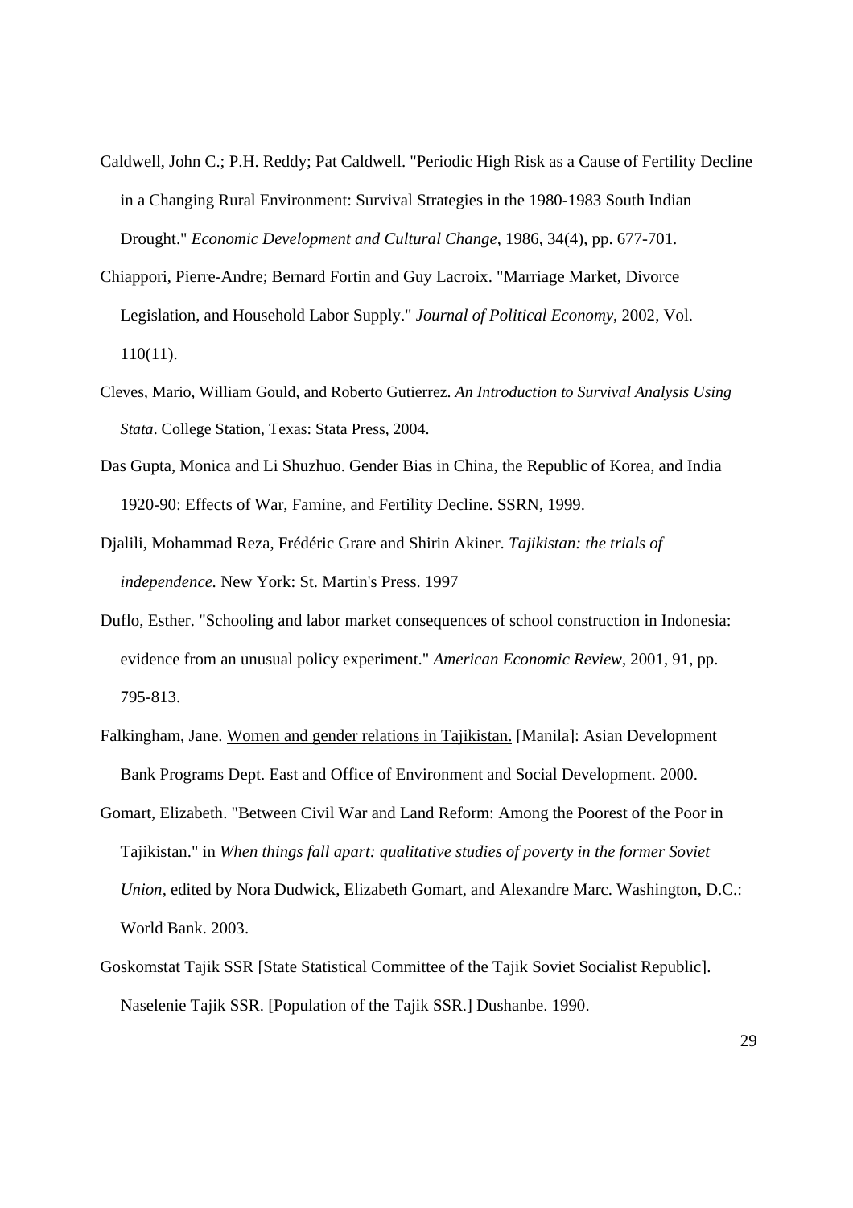Caldwell, John C.; P.H. Reddy; Pat Caldwell. "Periodic High Risk as a Cause of Fertility Decline in a Changing Rural Environment: Survival Strategies in the 1980-1983 South Indian Drought." *Economic Development and Cultural Change*, 1986, 34(4), pp. 677-701.

Chiappori, Pierre-Andre; Bernard Fortin and Guy Lacroix. "Marriage Market, Divorce Legislation, and Household Labor Supply." *Journal of Political Economy*, 2002, Vol. 110(11).

Cleves, Mario, William Gould, and Roberto Gutierrez. *An Introduction to Survival Analysis Using Stata*. College Station, Texas: Stata Press, 2004.

Das Gupta, Monica and Li Shuzhuo. Gender Bias in China, the Republic of Korea, and India 1920-90: Effects of War, Famine, and Fertility Decline. SSRN, 1999.

Djalili, Mohammad Reza, Frédéric Grare and Shirin Akiner. *Tajikistan: the trials of independence.* New York: St. Martin's Press. 1997

Duflo, Esther. "Schooling and labor market consequences of school construction in Indonesia: evidence from an unusual policy experiment." *American Economic Review*, 2001, 91, pp. 795-813.

Falkingham, Jane. Women and gender relations in Tajikistan. [Manila]: Asian Development Bank Programs Dept. East and Office of Environment and Social Development. 2000.

Gomart, Elizabeth. "Between Civil War and Land Reform: Among the Poorest of the Poor in Tajikistan." in *When things fall apart: qualitative studies of poverty in the former Soviet Union*, edited by Nora Dudwick, Elizabeth Gomart, and Alexandre Marc. Washington, D.C.: World Bank. 2003.

Goskomstat Tajik SSR [State Statistical Committee of the Tajik Soviet Socialist Republic]. Naselenie Tajik SSR. [Population of the Tajik SSR.] Dushanbe. 1990.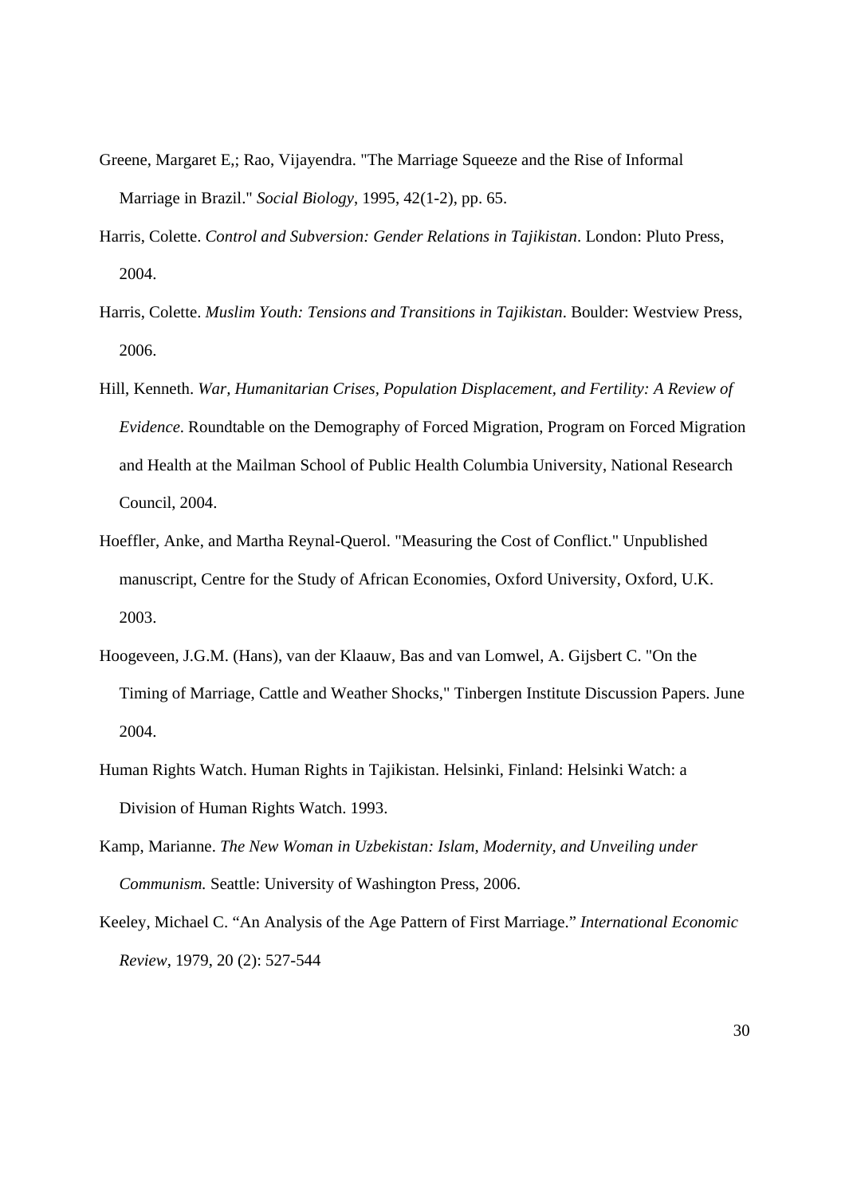Greene, Margaret E,; Rao, Vijayendra. "The Marriage Squeeze and the Rise of Informal Marriage in Brazil." *Social Biology*, 1995, 42(1-2), pp. 65.

Harris, Colette. *Control and Subversion: Gender Relations in Tajikistan*. London: Pluto Press, 2004.

Harris, Colette. *Muslim Youth: Tensions and Transitions in Tajikistan*. Boulder: Westview Press, 2006.

Hill, Kenneth. *War, Humanitarian Crises, Population Displacement, and Fertility: A Review of Evidence*. Roundtable on the Demography of Forced Migration, Program on Forced Migration and Health at the Mailman School of Public Health Columbia University, National Research Council, 2004.

Hoeffler, Anke, and Martha Reynal-Querol. "Measuring the Cost of Conflict." Unpublished manuscript, Centre for the Study of African Economies, Oxford University, Oxford, U.K. 2003.

Hoogeveen, J.G.M. (Hans), van der Klaauw, Bas and van Lomwel, A. Gijsbert C. "On the Timing of Marriage, Cattle and Weather Shocks," Tinbergen Institute Discussion Papers. June 2004.

Human Rights Watch. Human Rights in Tajikistan. Helsinki, Finland: Helsinki Watch: a Division of Human Rights Watch. 1993.

Kamp, Marianne. *The New Woman in Uzbekistan: Islam, Modernity, and Unveiling under Communism.* Seattle: University of Washington Press, 2006.

Keeley, Michael C. "An Analysis of the Age Pattern of First Marriage." *International Economic Review*, 1979, 20 (2): 527-544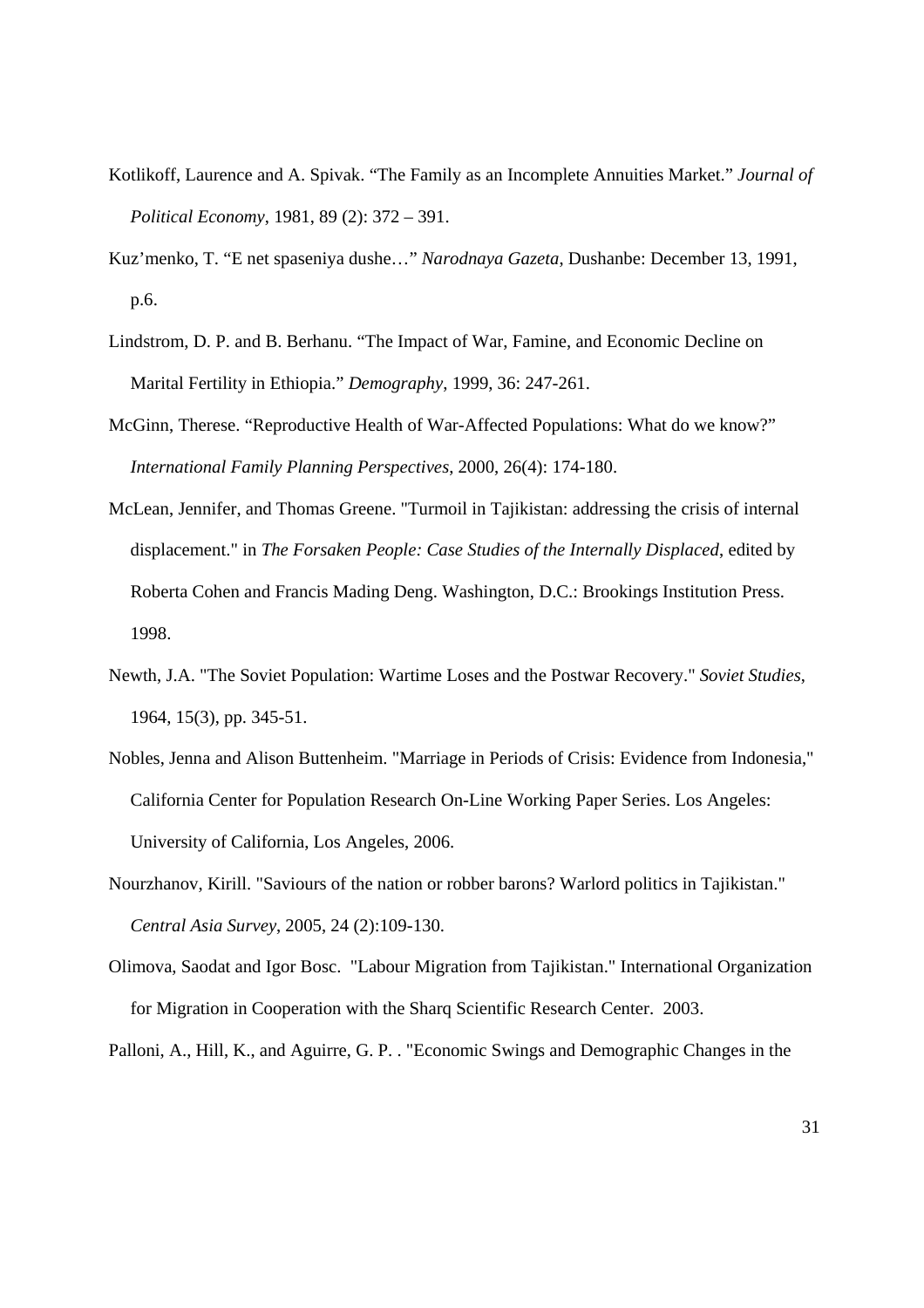Kotlikoff, Laurence and A. Spivak. "The Family as an Incomplete Annuities Market." *Journal of Political Economy*, 1981, 89 (2): 372 – 391.

Kuz'menko, T. "E net spaseniya dushe…" *Narodnaya Gazeta*, Dushanbe: December 13, 1991, p.6.

Lindstrom, D. P. and B. Berhanu. "The Impact of War, Famine, and Economic Decline on Marital Fertility in Ethiopia." *Demography*, 1999, 36: 247-261.

McGinn, Therese. "Reproductive Health of War-Affected Populations: What do we know?" *International Family Planning Perspectives*, 2000, 26(4): 174-180.

McLean, Jennifer, and Thomas Greene. "Turmoil in Tajikistan: addressing the crisis of internal displacement." in *The Forsaken People: Case Studies of the Internally Displaced*, edited by Roberta Cohen and Francis Mading Deng. Washington, D.C.: Brookings Institution Press. 1998.

Newth, J.A. "The Soviet Population: Wartime Loses and the Postwar Recovery." *Soviet Studies*, 1964, 15(3), pp. 345-51.

Nobles, Jenna and Alison Buttenheim. "Marriage in Periods of Crisis: Evidence from Indonesia," California Center for Population Research On-Line Working Paper Series. Los Angeles: University of California, Los Angeles, 2006.

Nourzhanov, Kirill. "Saviours of the nation or robber barons? Warlord politics in Tajikistan." *Central Asia Survey*, 2005, 24 (2):109-130.

Olimova, Saodat and Igor Bosc. "Labour Migration from Tajikistan." International Organization for Migration in Cooperation with the Sharq Scientific Research Center. 2003.

Palloni, A., Hill, K., and Aguirre, G. P. . "Economic Swings and Demographic Changes in the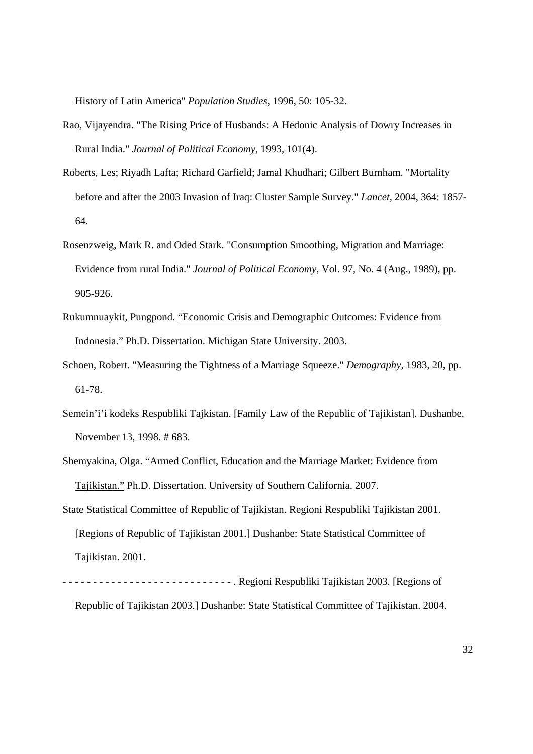History of Latin America" *Population Studies*, 1996, 50: 105-32.

Rao, Vijayendra. "The Rising Price of Husbands: A Hedonic Analysis of Dowry Increases in Rural India." *Journal of Political Economy*, 1993, 101(4).

Roberts, Les; Riyadh Lafta; Richard Garfield; Jamal Khudhari; Gilbert Burnham. "Mortality before and after the 2003 Invasion of Iraq: Cluster Sample Survey." *Lancet*, 2004, 364: 1857-64.

Rosenzweig, Mark R. and Oded Stark. "Consumption Smoothing, Migration and Marriage: Evidence from rural India." *Journal of Political Economy*, Vol. 97, No. 4 (Aug., 1989), pp. 905-926.

Rukumnuaykit, Pungpond. "Economic Crisis and Demographic Outcomes: Evidence from Indonesia." Ph.D. Dissertation. Michigan State University. 2003.

Schoen, Robert. "Measuring the Tightness of a Marriage Squeeze." *Demography*, 1983, 20, pp. 61-78.

Semein'i'i kodeks Respubliki Tajkistan. [Family Law of the Republic of Tajikistan]. Dushanbe, November 13, 1998. # 683.

Shemyakina, Olga. "Armed Conflict, Education and the Marriage Market: Evidence from Tajikistan." Ph.D. Dissertation. University of Southern California. 2007.

State Statistical Committee of Republic of Tajikistan. Regioni Respubliki Tajikistan 2001. [Regions of Republic of Tajikistan 2001.] Dushanbe: State Statistical Committee of Tajikistan. 2001.

- - - - - - - - - - - - - - - - - - - - - - - - - - - - . Regioni Respubliki Tajikistan 2003. [Regions of Republic of Tajikistan 2003.] Dushanbe: State Statistical Committee of Tajikistan. 2004.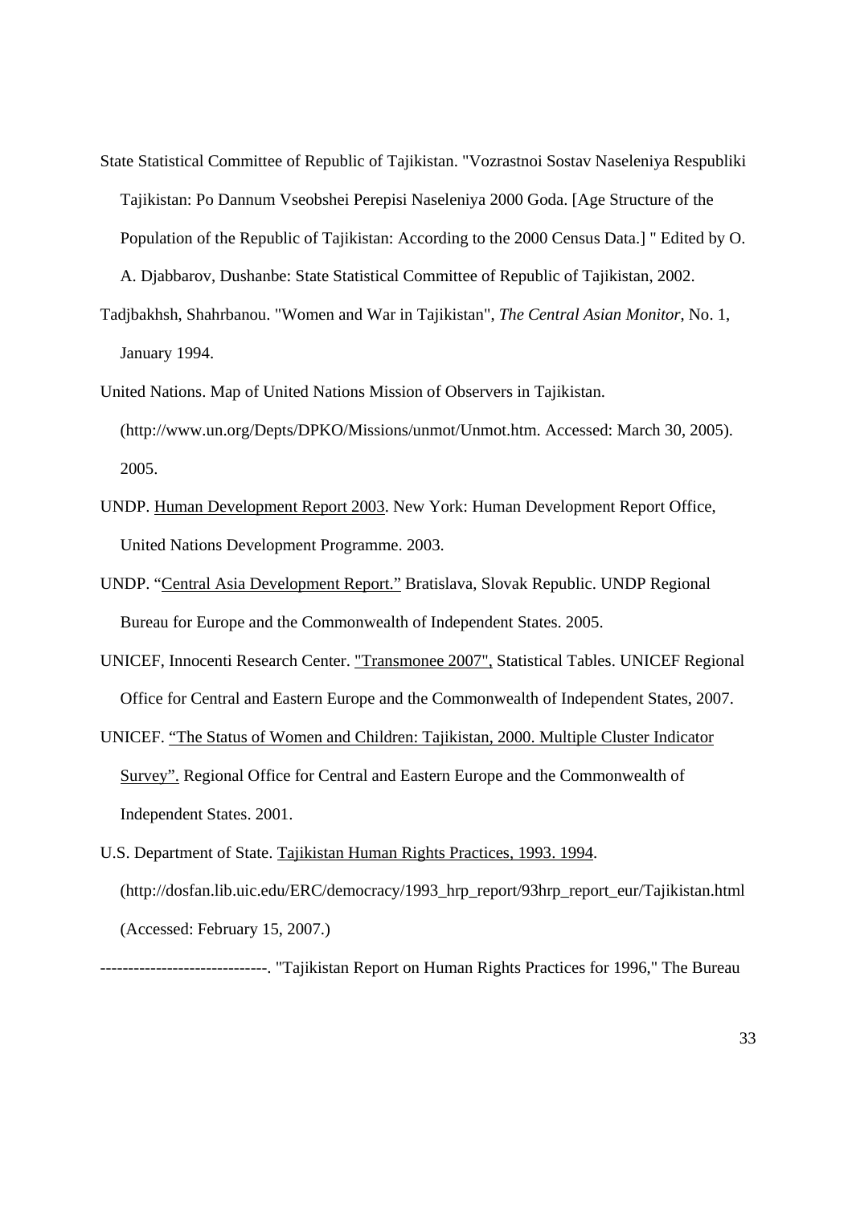State Statistical Committee of Republic of Tajikistan. "Vozrastnoi Sostav Naseleniya Respubliki Tajikistan: Po Dannum Vseobshei Perepisi Naseleniya 2000 Goda. [Age Structure of the Population of the Republic of Tajikistan: According to the 2000 Census Data.] " Edited by O. A. Djabbarov, Dushanbe: State Statistical Committee of Republic of Tajikistan, 2002.

Tadjbakhsh, Shahrbanou. "Women and War in Tajikistan", *The Central Asian Monitor*, No. 1, January 1994.

United Nations. Map of United Nations Mission of Observers in Tajikistan. (http://www.un.org/Depts/DPKO/Missions/unmot/Unmot.htm. Accessed: March 30, 2005). 2005.

UNDP. Human Development Report 2003. New York: Human Development Report Office, United Nations Development Programme. 2003.

UNDP. "Central Asia Development Report." Bratislava, Slovak Republic. UNDP Regional Bureau for Europe and the Commonwealth of Independent States. 2005.

UNICEF, Innocenti Research Center. "Transmonee 2007", Statistical Tables. UNICEF Regional Office for Central and Eastern Europe and the Commonwealth of Independent States, 2007.

UNICEF. "The Status of Women and Children: Tajikistan, 2000. Multiple Cluster Indicator Survey". Regional Office for Central and Eastern Europe and the Commonwealth of Independent States. 2001.

U.S. Department of State. Tajikistan Human Rights Practices, 1993. 1994. (http://dosfan.lib.uic.edu/ERC/democracy/1993_hrp_report/93hrp_report_eur/Tajikistan.html (Accessed: February 15, 2007.)

------------------------------. "Tajikistan Report on Human Rights Practices for 1996," The Bureau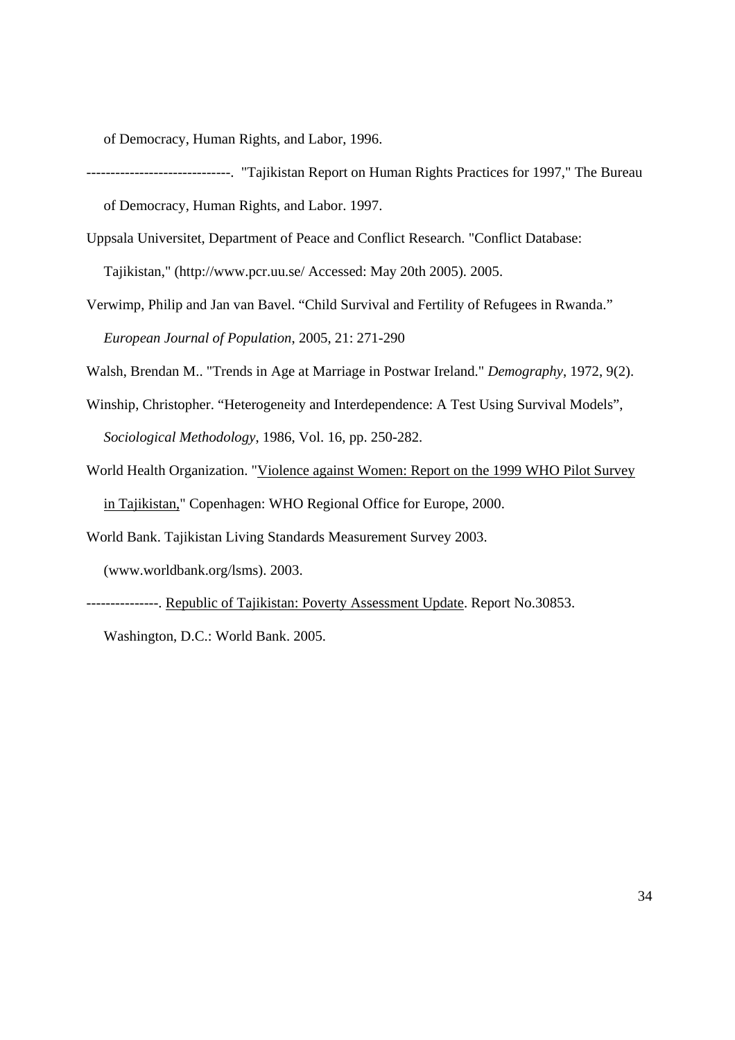of Democracy, Human Rights, and Labor, 1996.

------------------------------. "Tajikistan Report on Human Rights Practices for 1997," The Bureau of Democracy, Human Rights, and Labor. 1997.

Uppsala Universitet, Department of Peace and Conflict Research. "Conflict Database: Tajikistan," (http://www.pcr.uu.se/ Accessed: May 20th 2005). 2005.

Verwimp, Philip and Jan van Bavel. "Child Survival and Fertility of Refugees in Rwanda." *European Journal of Population*, 2005, 21: 271-290

Walsh, Brendan M.. "Trends in Age at Marriage in Postwar Ireland." *Demography*, 1972, 9(2).

Winship, Christopher. "Heterogeneity and Interdependence: A Test Using Survival Models", *Sociological Methodology*, 1986, Vol. 16, pp. 250-282.

World Health Organization. "Violence against Women: Report on the 1999 WHO Pilot Survey in Tajikistan," Copenhagen: WHO Regional Office for Europe, 2000.

World Bank. Tajikistan Living Standards Measurement Survey 2003. (www.worldbank.org/lsms). 2003.

---------------. Republic of Tajikistan: Poverty Assessment Update. Report No.30853. Washington, D.C.: World Bank. 2005.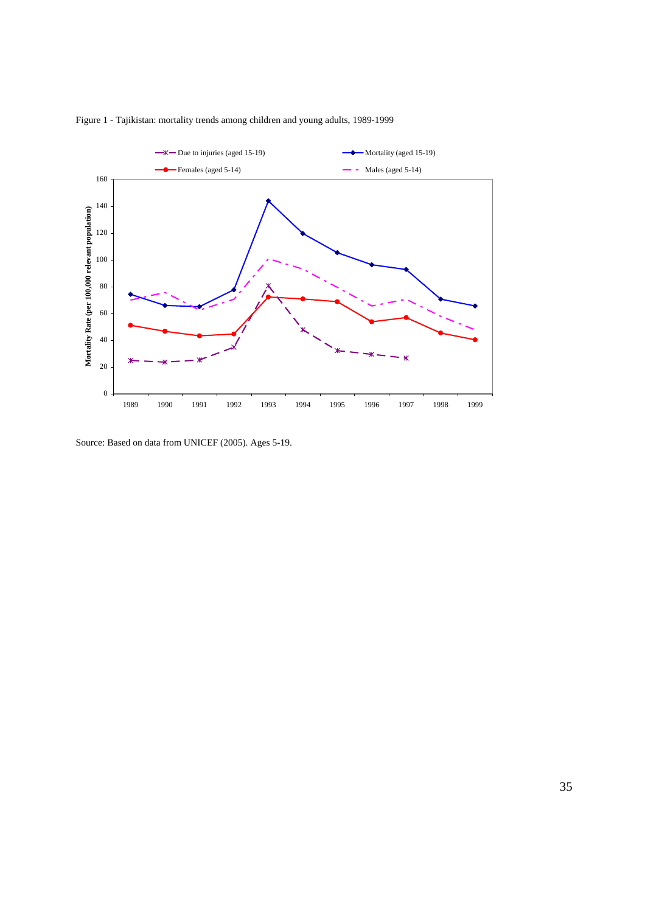Figure 1 - Tajikistan: mortality trends among children and young adults, 1989-1999

Source: Based on data from UNICEF (2005). Ages 5-19.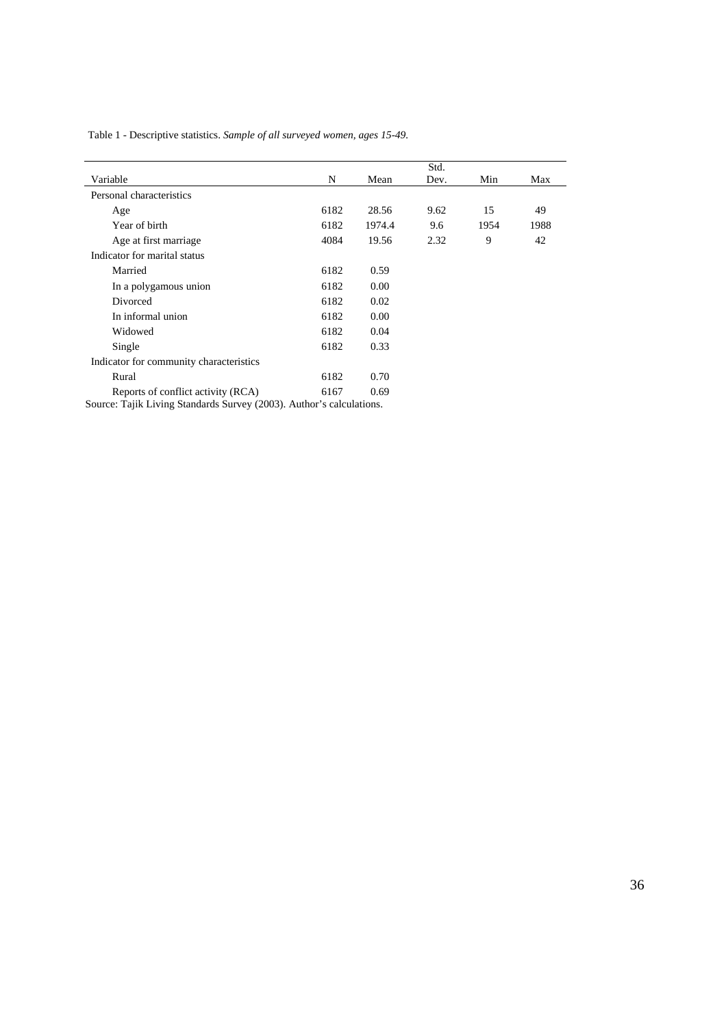Table 1 - Descriptive statistics. *Sample of all surveyed women, ages 15-49.*

| Variable | N | Mean | Std. Dev. | Min | Max |
|---|---|---|---|---|---|
| Personal characteristics | | | | | |
| Age | 6182 | 28.56 | 9.62 | 15 | 49 |
| Year of birth | 6182 | 1974.4 | 9.6 | 1954 | 1988 |
| Age at first marriage | 4084 | 19.56 | 2.32 | 9 | 42 |
| Indicator for marital status | | | | | |
| Married | 6182 | 0.59 | | | |
| In a polygamous union | 6182 | 0.00 | | | |
| Divorced | 6182 | 0.02 | | | |
| In informal union | 6182 | 0.00 | | | |
| Widowed | 6182 | 0.04 | | | |
| Single | 6182 | 0.33 | | | |
| Indicator for community characteristics | | | | | |
| Rural | 6182 | 0.70 | | | |
| Reports of conflict activity (RCA) | 6167 | 0.69 | | | |

Source: Tajik Living Standards Survey (2003). Author's calculations.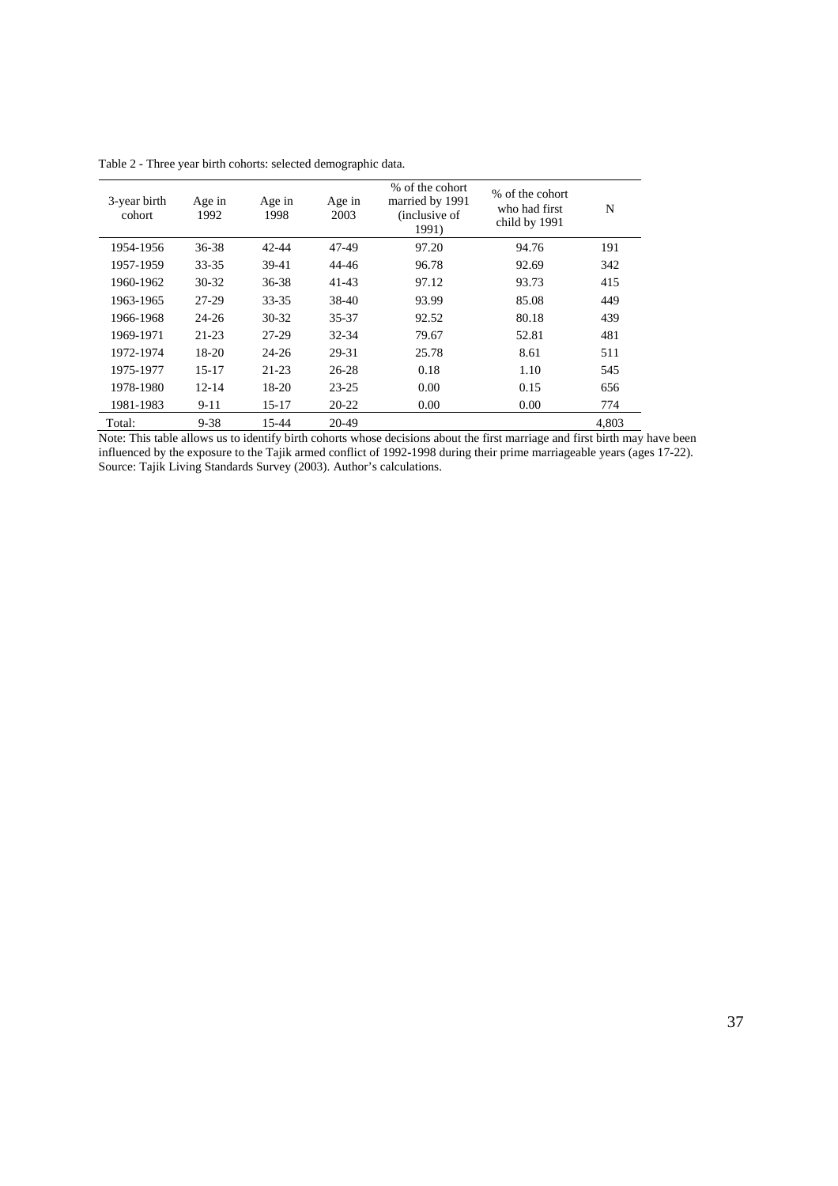Table 2 - Three year birth cohorts: selected demographic data.

| 3-year birth cohort | Age in 1992 | Age in 1998 | Age in 2003 | % of the cohort married by 1991 (inclusive of 1991) | % of the cohort who had first child by 1991 | N |
|---|---|---|---|---|---|---|
| 1954-1956 | 36-38 | 42-44 | 47-49 | 97.20 | 94.76 | 191 |
| 1957-1959 | 33-35 | 39-41 | 44-46 | 96.78 | 92.69 | 342 |
| 1960-1962 | 30-32 | 36-38 | 41-43 | 97.12 | 93.73 | 415 |
| 1963-1965 | 27-29 | 33-35 | 38-40 | 93.99 | 85.08 | 449 |
| 1966-1968 | 24-26 | 30-32 | 35-37 | 92.52 | 80.18 | 439 |
| 1969-1971 | 21-23 | 27-29 | 32-34 | 79.67 | 52.81 | 481 |
| 1972-1974 | 18-20 | 24-26 | 29-31 | 25.78 | 8.61 | 511 |
| 1975-1977 | 15-17 | 21-23 | 26-28 | 0.18 | 1.10 | 545 |
| 1978-1980 | 12-14 | 18-20 | 23-25 | 0.00 | 0.15 | 656 |
| 1981-1983 | 9-11 | 15-17 | 20-22 | 0.00 | 0.00 | 774 |
| Total: | 9-38 | 15-44 | 20-49 | | | 4,803 |

Note: This table allows us to identify birth cohorts whose decisions about the first marriage and first birth may have been influenced by the exposure to the Tajik armed conflict of 1992-1998 during their prime marriageable years (ages 17-22).
Source: Tajik Living Standards Survey (2003). Author's calculations.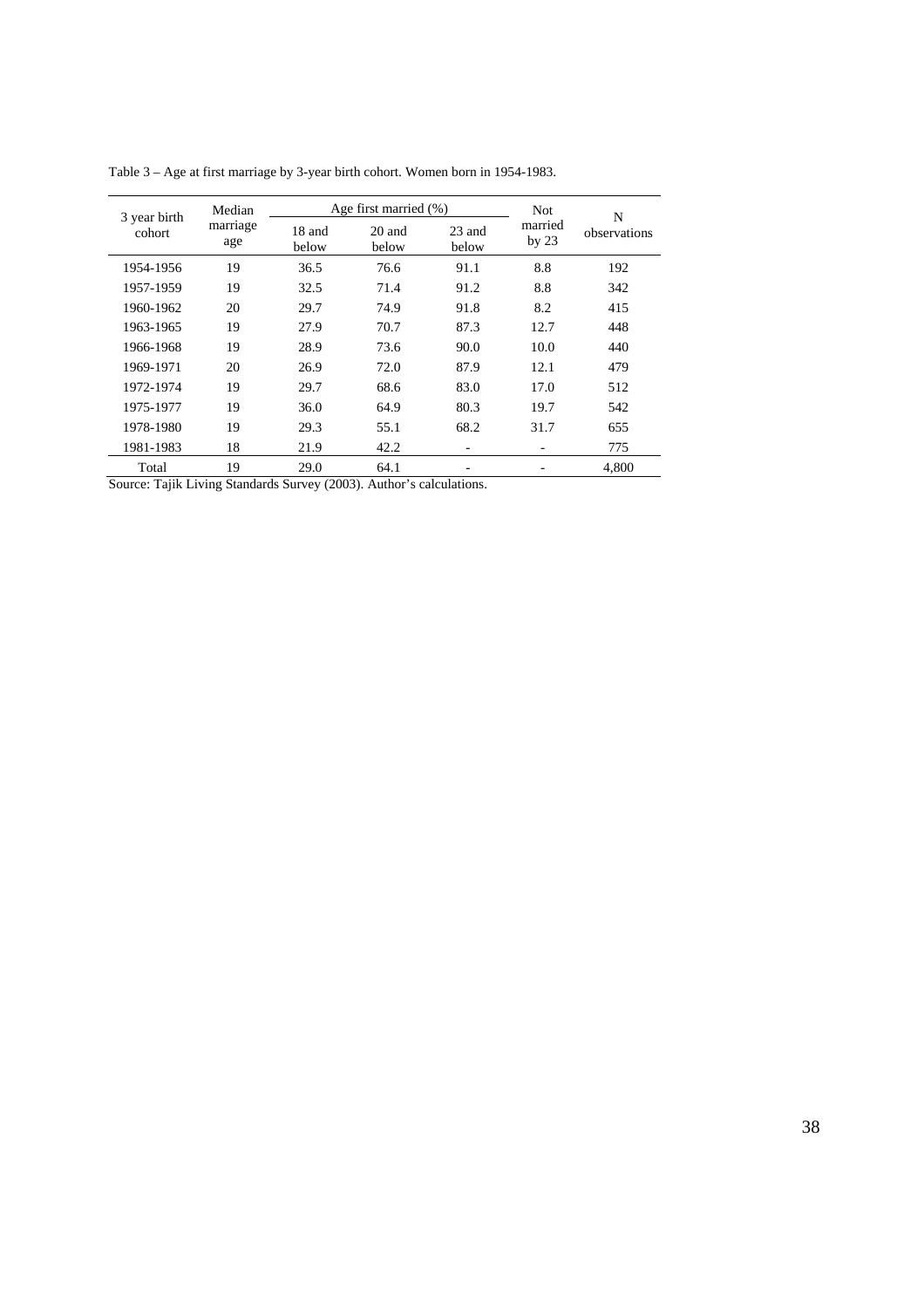Table 3 – Age at first marriage by 3-year birth cohort. Women born in 1954-1983.

| 3 year birth cohort | Median marriage age | Age first married (%) | | | Not married by 23 | N observations |
|---|---|---|---|---|---|---|
| | | 18 and below | 20 and below | 23 and below | | |
| 1954-1956 | 19 | 36.5 | 76.6 | 91.1 | 8.8 | 192 |
| 1957-1959 | 19 | 32.5 | 71.4 | 91.2 | 8.8 | 342 |
| 1960-1962 | 20 | 29.7 | 74.9 | 91.8 | 8.2 | 415 |
| 1963-1965 | 19 | 27.9 | 70.7 | 87.3 | 12.7 | 448 |
| 1966-1968 | 19 | 28.9 | 73.6 | 90.0 | 10.0 | 440 |
| 1969-1971 | 20 | 26.9 | 72.0 | 87.9 | 12.1 | 479 |
| 1972-1974 | 19 | 29.7 | 68.6 | 83.0 | 17.0 | 512 |
| 1975-1977 | 19 | 36.0 | 64.9 | 80.3 | 19.7 | 542 |
| 1978-1980 | 19 | 29.3 | 55.1 | 68.2 | 31.7 | 655 |
| 1981-1983 | 18 | 21.9 | 42.2 | - | - | 775 |
| Total | 19 | 29.0 | 64.1 | - | - | 4,800 |

Source: Tajik Living Standards Survey (2003). Author's calculations.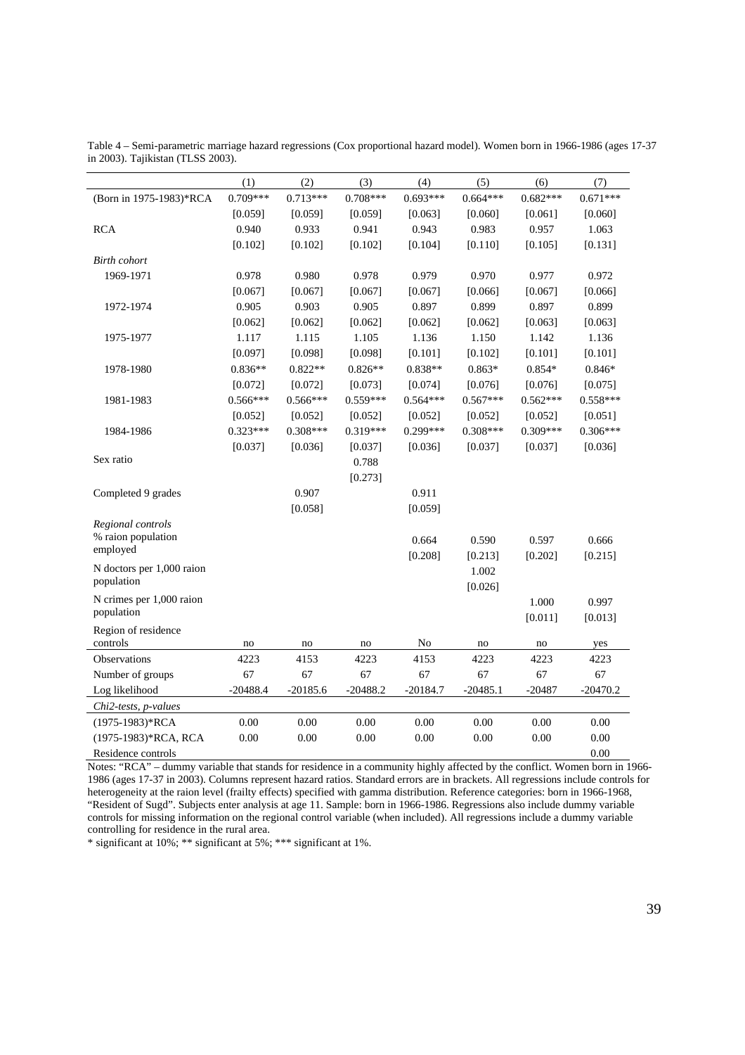Table 4 – Semi-parametric marriage hazard regressions (Cox proportional hazard model). Women born in 1966-1986 (ages 17-37 in 2003). Tajikistan (TLSS 2003).

| | (1) | (2) | (3) | (4) | (5) | (6) | (7) |
|---|---|---|---|---|---|---|---|
| (Born in 1975-1983)*RCA | 0.709*** | 0.713*** | 0.708*** | 0.693*** | 0.664*** | 0.682*** | 0.671*** |
| | [0.059] | [0.059] | [0.059] | [0.063] | [0.060] | [0.061] | [0.060] |
| RCA | 0.940 | 0.933 | 0.941 | 0.943 | 0.983 | 0.957 | 1.063 |
| | [0.102] | [0.102] | [0.102] | [0.104] | [0.110] | [0.105] | [0.131] |
| *Birth cohort* | | | | | | | |
| 1969-1971 | 0.978 | 0.980 | 0.978 | 0.979 | 0.970 | 0.977 | 0.972 |
| | [0.067] | [0.067] | [0.067] | [0.067] | [0.066] | [0.067] | [0.066] |
| 1972-1974 | 0.905 | 0.903 | 0.905 | 0.897 | 0.899 | 0.897 | 0.899 |
| | [0.062] | [0.062] | [0.062] | [0.062] | [0.062] | [0.063] | [0.063] |
| 1975-1977 | 1.117 | 1.115 | 1.105 | 1.136 | 1.150 | 1.142 | 1.136 |
| | [0.097] | [0.098] | [0.098] | [0.101] | [0.102] | [0.101] | [0.101] |
| 1978-1980 | 0.836** | 0.822** | 0.826** | 0.838** | 0.863* | 0.854* | 0.846* |
| | [0.072] | [0.072] | [0.073] | [0.074] | [0.076] | [0.076] | [0.075] |
| 1981-1983 | 0.566*** | 0.566*** | 0.559*** | 0.564*** | 0.567*** | 0.562*** | 0.558*** |
| | [0.052] | [0.052] | [0.052] | [0.052] | [0.052] | [0.052] | [0.051] |
| 1984-1986 | 0.323*** | 0.308*** | 0.319*** | 0.299*** | 0.308*** | 0.309*** | 0.306*** |
| | [0.037] | [0.036] | [0.037] | [0.036] | [0.037] | [0.037] | [0.036] |
| Sex ratio | | | 0.788 | | | | |
| | | | [0.273] | | | | |
| Completed 9 grades | | 0.907 | | 0.911 | | | |
| | | [0.058] | | [0.059] | | | |
| *Regional controls* | | | | | | | |
| % raion population employed | | | | 0.664 | 0.590 | 0.597 | 0.666 |
| | | | | [0.208] | [0.213] | [0.202] | [0.215] |
| N doctors per 1,000 raion population | | | | | 1.002 | | |
| | | | | | [0.026] | | |
| N crimes per 1,000 raion population | | | | | | 1.000 | 0.997 |
| | | | | | | [0.011] | [0.013] |
| Region of residence controls | no | no | no | No | no | no | yes |
| Observations | 4223 | 4153 | 4223 | 4153 | 4223 | 4223 | 4223 |
| Number of groups | 67 | 67 | 67 | 67 | 67 | 67 | 67 |
| Log likelihood | -20488.4 | -20185.6 | -20488.2 | -20184.7 | -20485.1 | -20487 | -20470.2 |
| *Chi2-tests, p-values* | | | | | | | |
| (1975-1983)*RCA | 0.00 | 0.00 | 0.00 | 0.00 | 0.00 | 0.00 | 0.00 |
| (1975-1983)*RCA, RCA | 0.00 | 0.00 | 0.00 | 0.00 | 0.00 | 0.00 | 0.00 |
| Residence controls | | | | | | | 0.00 |

Notes: "RCA" – dummy variable that stands for residence in a community highly affected by the conflict. Women born in 1966-1986 (ages 17-37 in 2003). Columns represent hazard ratios. Standard errors are in brackets. All regressions include controls for heterogeneity at the raion level (frailty effects) specified with gamma distribution. Reference categories: born in 1966-1968, "Resident of Sugd". Subjects enter analysis at age 11. Sample: born in 1966-1986. Regressions also include dummy variable controls for missing information on the regional control variable (when included). All regressions include a dummy variable controlling for residence in the rural area.

* significant at 10%; ** significant at 5%; *** significant at 1%.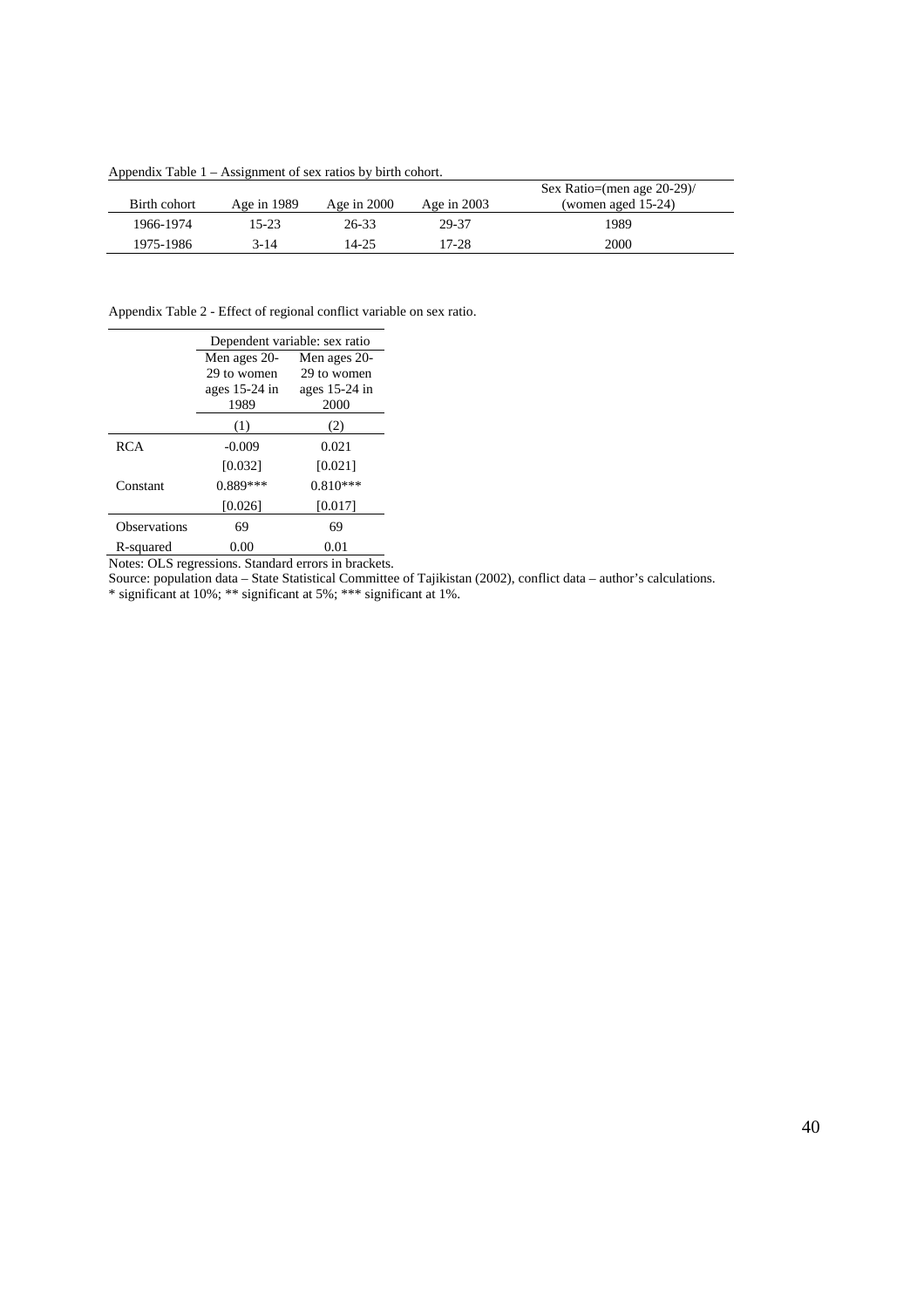Appendix Table 1 – Assignment of sex ratios by birth cohort.

| Birth cohort | Age in 1989 | Age in 2000 | Age in 2003 | Sex Ratio=(men age 20-29)/ (women aged 15-24) |
|---|---|---|---|---|
| 1966-1974 | 15-23 | 26-33 | 29-37 | 1989 |
| 1975-1986 | 3-14 | 14-25 | 17-28 | 2000 |

Appendix Table 2 - Effect of regional conflict variable on sex ratio.

| | Dependent variable: sex ratio | |
|---|---|---|
| | Men ages 20-29 to women ages 15-24 in 1989 | Men ages 20-29 to women ages 15-24 in 2000 |
| | (1) | (2) |
| RCA | -0.009 | 0.021 |
| | [0.032] | [0.021] |
| Constant | 0.889*** | 0.810*** |
| | [0.026] | [0.017] |
| Observations | 69 | 69 |
| R-squared | 0.00 | 0.01 |

Notes: OLS regressions. Standard errors in brackets.
Source: population data – State Statistical Committee of Tajikistan (2002), conflict data – author's calculations.
* significant at 10%; ** significant at 5%; *** significant at 1%.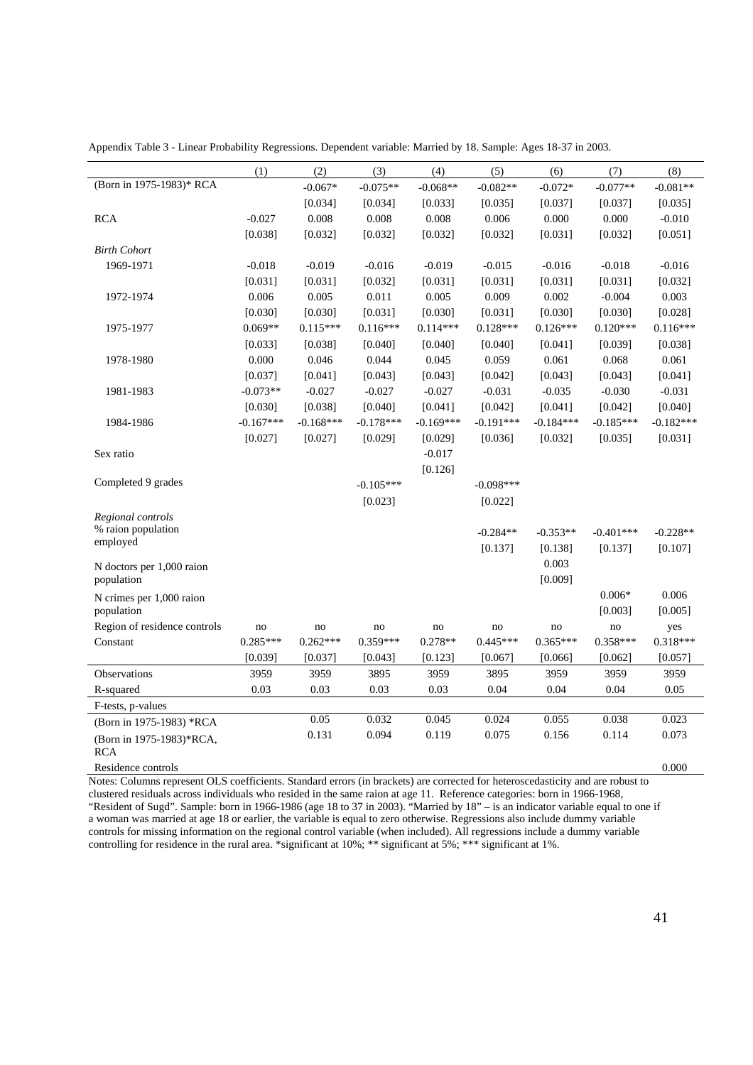Appendix Table 3 - Linear Probability Regressions. Dependent variable: Married by 18. Sample: Ages 18-37 in 2003.

| | (1) | (2) | (3) | (4) | (5) | (6) | (7) | (8) |
|---|---|---|---|---|---|---|---|---|
| (Born in 1975-1983)* RCA | | -0.067* | -0.075** | -0.068** | -0.082** | -0.072* | -0.077** | -0.081** |
| | | [0.034] | [0.034] | [0.033] | [0.035] | [0.037] | [0.037] | [0.035] |
| RCA | -0.027 | 0.008 | 0.008 | 0.008 | 0.006 | 0.000 | 0.000 | -0.010 |
| | [0.038] | [0.032] | [0.032] | [0.032] | [0.032] | [0.031] | [0.032] | [0.051] |
| *Birth Cohort* | | | | | | | | |
| 1969-1971 | -0.018 | -0.019 | -0.016 | -0.019 | -0.015 | -0.016 | -0.018 | -0.016 |
| | [0.031] | [0.031] | [0.032] | [0.031] | [0.031] | [0.031] | [0.031] | [0.032] |
| 1972-1974 | 0.006 | 0.005 | 0.011 | 0.005 | 0.009 | 0.002 | -0.004 | 0.003 |
| | [0.030] | [0.030] | [0.031] | [0.030] | [0.031] | [0.030] | [0.030] | [0.028] |
| 1975-1977 | 0.069** | 0.115*** | 0.116*** | 0.114*** | 0.128*** | 0.126*** | 0.120*** | 0.116*** |
| | [0.033] | [0.038] | [0.040] | [0.040] | [0.040] | [0.041] | [0.039] | [0.038] |
| 1978-1980 | 0.000 | 0.046 | 0.044 | 0.045 | 0.059 | 0.061 | 0.068 | 0.061 |
| | [0.037] | [0.041] | [0.043] | [0.043] | [0.042] | [0.043] | [0.043] | [0.041] |
| 1981-1983 | -0.073** | -0.027 | -0.027 | -0.027 | -0.031 | -0.035 | -0.030 | -0.031 |
| | [0.030] | [0.038] | [0.040] | [0.041] | [0.042] | [0.041] | [0.042] | [0.040] |
| 1984-1986 | -0.167*** | -0.168*** | -0.178*** | -0.169*** | -0.191*** | -0.184*** | -0.185*** | -0.182*** |
| | [0.027] | [0.027] | [0.029] | [0.029] | [0.036] | [0.032] | [0.035] | [0.031] |
| Sex ratio | | | | -0.017 | | | | |
| | | | | [0.126] | | | | |
| Completed 9 grades | | | -0.105*** | | -0.098*** | | | |
| | | | [0.023] | | [0.022] | | | |
| *Regional controls* | | | | | | | | |
| % raion population employed | | | | | -0.284** | -0.353** | -0.401*** | -0.228** |
| | | | | | [0.137] | [0.138] | [0.137] | [0.107] |
| N doctors per 1,000 raion population | | | | | | 0.003 | | |
| | | | | | | [0.009] | | |
| N crimes per 1,000 raion population | | | | | | | 0.006* | 0.006 |
| | | | | | | | [0.003] | [0.005] |
| Region of residence controls | no | no | no | no | no | no | no | yes |
| Constant | 0.285*** | 0.262*** | 0.359*** | 0.278** | 0.445*** | 0.365*** | 0.358*** | 0.318*** |
| | [0.039] | [0.037] | [0.043] | [0.123] | [0.067] | [0.066] | [0.062] | [0.057] |
| Observations | 3959 | 3959 | 3895 | 3959 | 3895 | 3959 | 3959 | 3959 |
| R-squared | 0.03 | 0.03 | 0.03 | 0.03 | 0.04 | 0.04 | 0.04 | 0.05 |
| F-tests, p-values | | | | | | | | |
| (Born in 1975-1983) *RCA | | 0.05 | 0.032 | 0.045 | 0.024 | 0.055 | 0.038 | 0.023 |
| (Born in 1975-1983)*RCA, RCA | | 0.131 | 0.094 | 0.119 | 0.075 | 0.156 | 0.114 | 0.073 |
| Residence controls | | | | | | | | 0.000 |

Notes: Columns represent OLS coefficients. Standard errors (in brackets) are corrected for heteroscedasticity and are robust to clustered residuals across individuals who resided in the same raion at age 11. Reference categories: born in 1966-1968, "Resident of Sugd". Sample: born in 1966-1986 (age 18 to 37 in 2003). "Married by 18" – is an indicator variable equal to one if a woman was married at age 18 or earlier, the variable is equal to zero otherwise. Regressions also include dummy variable controls for missing information on the regional control variable (when included). All regressions include a dummy variable controlling for residence in the rural area. *significant at 10%; ** significant at 5%; *** significant at 1%.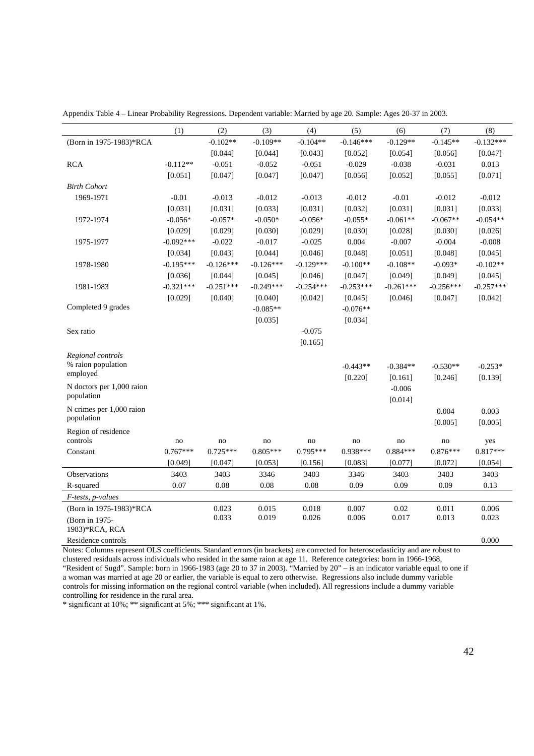Appendix Table 4 – Linear Probability Regressions. Dependent variable: Married by age 20. Sample: Ages 20-37 in 2003.

| | (1) | (2) | (3) | (4) | (5) | (6) | (7) | (8) |
|---|---|---|---|---|---|---|---|---|
| (Born in 1975-1983)*RCA | | -0.102** | -0.109** | -0.104** | -0.146*** | -0.129** | -0.145** | -0.132*** |
| | | [0.044] | [0.044] | [0.043] | [0.052] | [0.054] | [0.056] | [0.047] |
| RCA | -0.112** | -0.051 | -0.052 | -0.051 | -0.029 | -0.038 | -0.031 | 0.013 |
| | [0.051] | [0.047] | [0.047] | [0.047] | [0.056] | [0.052] | [0.055] | [0.071] |
| *Birth Cohort* | | | | | | | | |
| 1969-1971 | -0.01 | -0.013 | -0.012 | -0.013 | -0.012 | -0.01 | -0.012 | -0.012 |
| | [0.031] | [0.031] | [0.033] | [0.031] | [0.032] | [0.031] | [0.031] | [0.033] |
| 1972-1974 | -0.056* | -0.057* | -0.050* | -0.056* | -0.055* | -0.061** | -0.067** | -0.054** |
| | [0.029] | [0.029] | [0.030] | [0.029] | [0.030] | [0.028] | [0.030] | [0.026] |
| 1975-1977 | -0.092*** | -0.022 | -0.017 | -0.025 | 0.004 | -0.007 | -0.004 | -0.008 |
| | [0.034] | [0.043] | [0.044] | [0.046] | [0.048] | [0.051] | [0.048] | [0.045] |
| 1978-1980 | -0.195*** | -0.126*** | -0.126*** | -0.129*** | -0.100** | -0.108** | -0.093* | -0.102** |
| | [0.036] | [0.044] | [0.045] | [0.046] | [0.047] | [0.049] | [0.049] | [0.045] |
| 1981-1983 | -0.321*** | -0.251*** | -0.249*** | -0.254*** | -0.253*** | -0.261*** | -0.256*** | -0.257*** |
| | [0.029] | [0.040] | [0.040] | [0.042] | [0.045] | [0.046] | [0.047] | [0.042] |
| Completed 9 grades | | | -0.085** | | -0.076** | | | |
| | | | [0.035] | | [0.034] | | | |
| Sex ratio | | | | -0.075 | | | | |
| | | | | [0.165] | | | | |
| *Regional controls* | | | | | | | | |
| % raion population employed | | | | | -0.443** | -0.384** | -0.530** | -0.253* |
| | | | | | [0.220] | [0.161] | [0.246] | [0.139] |
| N doctors per 1,000 raion population | | | | | | -0.006 | | |
| | | | | | | [0.014] | | |
| N crimes per 1,000 raion population | | | | | | | 0.004 | 0.003 |
| | | | | | | | [0.005] | [0.005] |
| Region of residence controls | no | no | no | no | no | no | no | yes |
| Constant | 0.767*** | 0.725*** | 0.805*** | 0.795*** | 0.938*** | 0.884*** | 0.876*** | 0.817*** |
| | [0.049] | [0.047] | [0.053] | [0.156] | [0.083] | [0.077] | [0.072] | [0.054] |
| Observations | 3403 | 3403 | 3346 | 3403 | 3346 | 3403 | 3403 | 3403 |
| R-squared | 0.07 | 0.08 | 0.08 | 0.08 | 0.09 | 0.09 | 0.09 | 0.13 |
| *F-tests, p-values* | | | | | | | | |
| (Born in 1975-1983)*RCA | | 0.023 | 0.015 | 0.018 | 0.007 | 0.02 | 0.011 | 0.006 |
| (Born in 1975-1983)*RCA, RCA | | 0.033 | 0.019 | 0.026 | 0.006 | 0.017 | 0.013 | 0.023 |
| Residence controls | | | | | | | | 0.000 |

Notes: Columns represent OLS coefficients. Standard errors (in brackets) are corrected for heteroscedasticity and are robust to clustered residuals across individuals who resided in the same raion at age 11. Reference categories: born in 1966-1968, "Resident of Sugd". Sample: born in 1966-1983 (age 20 to 37 in 2003). "Married by 20" – is an indicator variable equal to one if a woman was married at age 20 or earlier, the variable is equal to zero otherwise. Regressions also include dummy variable controls for missing information on the regional control variable (when included). All regressions include a dummy variable controlling for residence in the rural area.

* significant at 10%; ** significant at 5%; *** significant at 1%.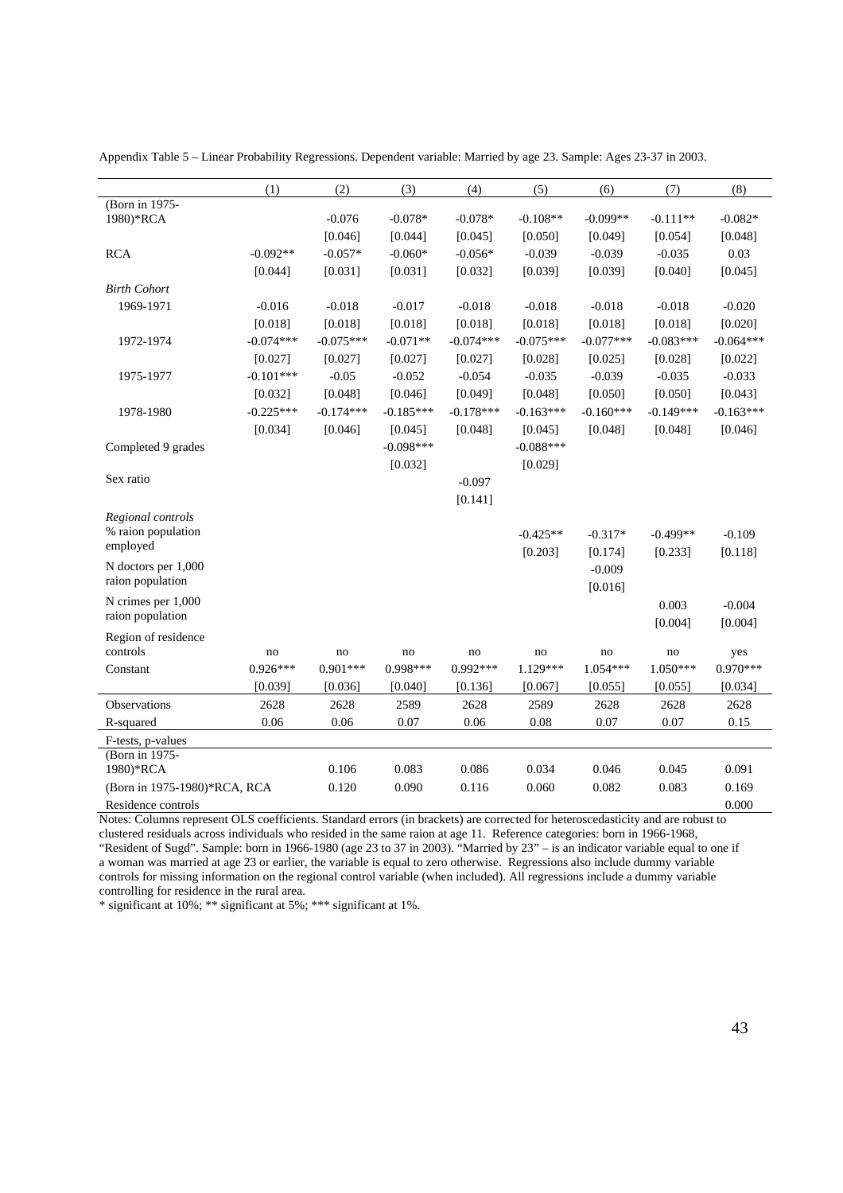Appendix Table 5 – Linear Probability Regressions. Dependent variable: Married by age 23. Sample: Ages 23-37 in 2003.

| | (1) | (2) | (3) | (4) | (5) | (6) | (7) | (8) |
|---|---|---|---|---|---|---|---|---|
| (Born in 1975-1980)*RCA | | -0.076 | -0.078* | -0.078* | -0.108** | -0.099** | -0.111** | -0.082* |
| | | [0.046] | [0.044] | [0.045] | [0.050] | [0.049] | [0.054] | [0.048] |
| RCA | -0.092** | -0.057* | -0.060* | -0.056* | -0.039 | -0.039 | -0.035 | 0.03 |
| | [0.044] | [0.031] | [0.031] | [0.032] | [0.039] | [0.039] | [0.040] | [0.045] |
| *Birth Cohort* | | | | | | | | |
| 1969-1971 | -0.016 | -0.018 | -0.017 | -0.018 | -0.018 | -0.018 | -0.018 | -0.020 |
| | [0.018] | [0.018] | [0.018] | [0.018] | [0.018] | [0.018] | [0.018] | [0.020] |
| 1972-1974 | -0.074*** | -0.075*** | -0.071** | -0.074*** | -0.075*** | -0.077*** | -0.083*** | -0.064*** |
| | [0.027] | [0.027] | [0.027] | [0.027] | [0.028] | [0.025] | [0.028] | [0.022] |
| 1975-1977 | -0.101*** | -0.05 | -0.052 | -0.054 | -0.035 | -0.039 | -0.035 | -0.033 |
| | [0.032] | [0.048] | [0.046] | [0.049] | [0.048] | [0.050] | [0.050] | [0.043] |
| 1978-1980 | -0.225*** | -0.174*** | -0.185*** | -0.178*** | -0.163*** | -0.160*** | -0.149*** | -0.163*** |
| | [0.034] | [0.046] | [0.045] | [0.048] | [0.045] | [0.048] | [0.048] | [0.046] |
| Completed 9 grades | | | -0.098*** | | -0.088*** | | | |
| | | | [0.032] | | [0.029] | | | |
| Sex ratio | | | | -0.097 | | | | |
| | | | | [0.141] | | | | |
| *Regional controls* | | | | | | | | |
| % raion population employed | | | | | -0.425** | -0.317* | -0.499** | -0.109 |
| | | | | | [0.203] | [0.174] | [0.233] | [0.118] |
| N doctors per 1,000 raion population | | | | | | -0.009 | | |
| | | | | | | [0.016] | | |
| N crimes per 1,000 raion population | | | | | | | 0.003 | -0.004 |
| | | | | | | | [0.004] | [0.004] |
| Region of residence controls | no | no | no | no | no | no | no | yes |
| Constant | 0.926*** | 0.901*** | 0.998*** | 0.992*** | 1.129*** | 1.054*** | 1.050*** | 0.970*** |
| | [0.039] | [0.036] | [0.040] | [0.136] | [0.067] | [0.055] | [0.055] | [0.034] |
| Observations | 2628 | 2628 | 2589 | 2628 | 2589 | 2628 | 2628 | 2628 |
| R-squared | 0.06 | 0.06 | 0.07 | 0.06 | 0.08 | 0.07 | 0.07 | 0.15 |
| F-tests, p-values | | | | | | | | |
| (Born in 1975-1980)*RCA | | 0.106 | 0.083 | 0.086 | 0.034 | 0.046 | 0.045 | 0.091 |
| (Born in 1975-1980)*RCA, RCA | | 0.120 | 0.090 | 0.116 | 0.060 | 0.082 | 0.083 | 0.169 |
| Residence controls | | | | | | | | 0.000 |

Notes: Columns represent OLS coefficients. Standard errors (in brackets) are corrected for heteroscedasticity and are robust to clustered residuals across individuals who resided in the same raion at age 11. Reference categories: born in 1966-1968, "Resident of Sugd". Sample: born in 1966-1980 (age 23 to 37 in 2003). "Married by 23" – is an indicator variable equal to one if a woman was married at age 23 or earlier, the variable is equal to zero otherwise. Regressions also include dummy variable controls for missing information on the regional control variable (when included). All regressions include a dummy variable controlling for residence in the rural area.

* significant at 10%; ** significant at 5%; *** significant at 1%.